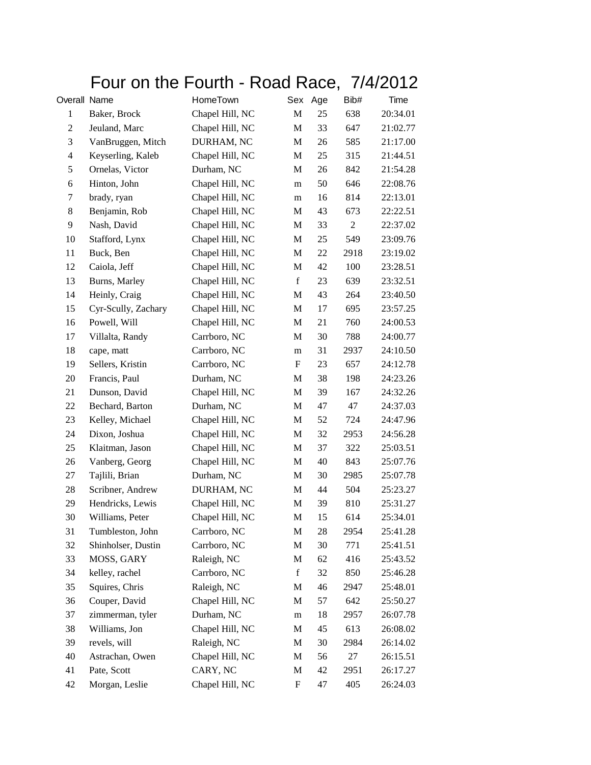# Four on the Fourth - Road Race, 7/4/2012

| Overall | Name | HomeTown | Sex | Age | Bib# | Time |
|---|---|---|---|---|---|---|
| 1 | Baker, Brock | Chapel Hill, NC | M | 25 | 638 | 20:34.01 |
| 2 | Jeuland, Marc | Chapel Hill, NC | M | 33 | 647 | 21:02.77 |
| 3 | VanBruggen, Mitch | DURHAM, NC | M | 26 | 585 | 21:17.00 |
| 4 | Keyserling, Kaleb | Chapel Hill, NC | M | 25 | 315 | 21:44.51 |
| 5 | Ornelas, Victor | Durham, NC | M | 26 | 842 | 21:54.28 |
| 6 | Hinton, John | Chapel Hill, NC | m | 50 | 646 | 22:08.76 |
| 7 | brady, ryan | Chapel Hill, NC | m | 16 | 814 | 22:13.01 |
| 8 | Benjamin, Rob | Chapel Hill, NC | M | 43 | 673 | 22:22.51 |
| 9 | Nash, David | Chapel Hill, NC | M | 33 | 2 | 22:37.02 |
| 10 | Stafford, Lynx | Chapel Hill, NC | M | 25 | 549 | 23:09.76 |
| 11 | Buck, Ben | Chapel Hill, NC | M | 22 | 2918 | 23:19.02 |
| 12 | Caiola, Jeff | Chapel Hill, NC | M | 42 | 100 | 23:28.51 |
| 13 | Burns, Marley | Chapel Hill, NC | f | 23 | 639 | 23:32.51 |
| 14 | Heinly, Craig | Chapel Hill, NC | M | 43 | 264 | 23:40.50 |
| 15 | Cyr-Scully, Zachary | Chapel Hill, NC | M | 17 | 695 | 23:57.25 |
| 16 | Powell, Will | Chapel Hill, NC | M | 21 | 760 | 24:00.53 |
| 17 | Villalta, Randy | Carrboro, NC | M | 30 | 788 | 24:00.77 |
| 18 | cape, matt | Carrboro, NC | m | 31 | 2937 | 24:10.50 |
| 19 | Sellers, Kristin | Carrboro, NC | F | 23 | 657 | 24:12.78 |
| 20 | Francis, Paul | Durham, NC | M | 38 | 198 | 24:23.26 |
| 21 | Dunson, David | Chapel Hill, NC | M | 39 | 167 | 24:32.26 |
| 22 | Bechard, Barton | Durham, NC | M | 47 | 47 | 24:37.03 |
| 23 | Kelley, Michael | Chapel Hill, NC | M | 52 | 724 | 24:47.96 |
| 24 | Dixon, Joshua | Chapel Hill, NC | M | 32 | 2953 | 24:56.28 |
| 25 | Klaitman, Jason | Chapel Hill, NC | M | 37 | 322 | 25:03.51 |
| 26 | Vanberg, Georg | Chapel Hill, NC | M | 40 | 843 | 25:07.76 |
| 27 | Tajlili, Brian | Durham, NC | M | 30 | 2985 | 25:07.78 |
| 28 | Scribner, Andrew | DURHAM, NC | M | 44 | 504 | 25:23.27 |
| 29 | Hendricks, Lewis | Chapel Hill, NC | M | 39 | 810 | 25:31.27 |
| 30 | Williams, Peter | Chapel Hill, NC | M | 15 | 614 | 25:34.01 |
| 31 | Tumbleston, John | Carrboro, NC | M | 28 | 2954 | 25:41.28 |
| 32 | Shinholser, Dustin | Carrboro, NC | M | 30 | 771 | 25:41.51 |
| 33 | MOSS, GARY | Raleigh, NC | M | 62 | 416 | 25:43.52 |
| 34 | kelley, rachel | Carrboro, NC | f | 32 | 850 | 25:46.28 |
| 35 | Squires, Chris | Raleigh, NC | M | 46 | 2947 | 25:48.01 |
| 36 | Couper, David | Chapel Hill, NC | M | 57 | 642 | 25:50.27 |
| 37 | zimmerman, tyler | Durham, NC | m | 18 | 2957 | 26:07.78 |
| 38 | Williams, Jon | Chapel Hill, NC | M | 45 | 613 | 26:08.02 |
| 39 | revels, will | Raleigh, NC | M | 30 | 2984 | 26:14.02 |
| 40 | Astrachan, Owen | Chapel Hill, NC | M | 56 | 27 | 26:15.51 |
| 41 | Pate, Scott | CARY, NC | M | 42 | 2951 | 26:17.27 |
| 42 | Morgan, Leslie | Chapel Hill, NC | F | 47 | 405 | 26:24.03 |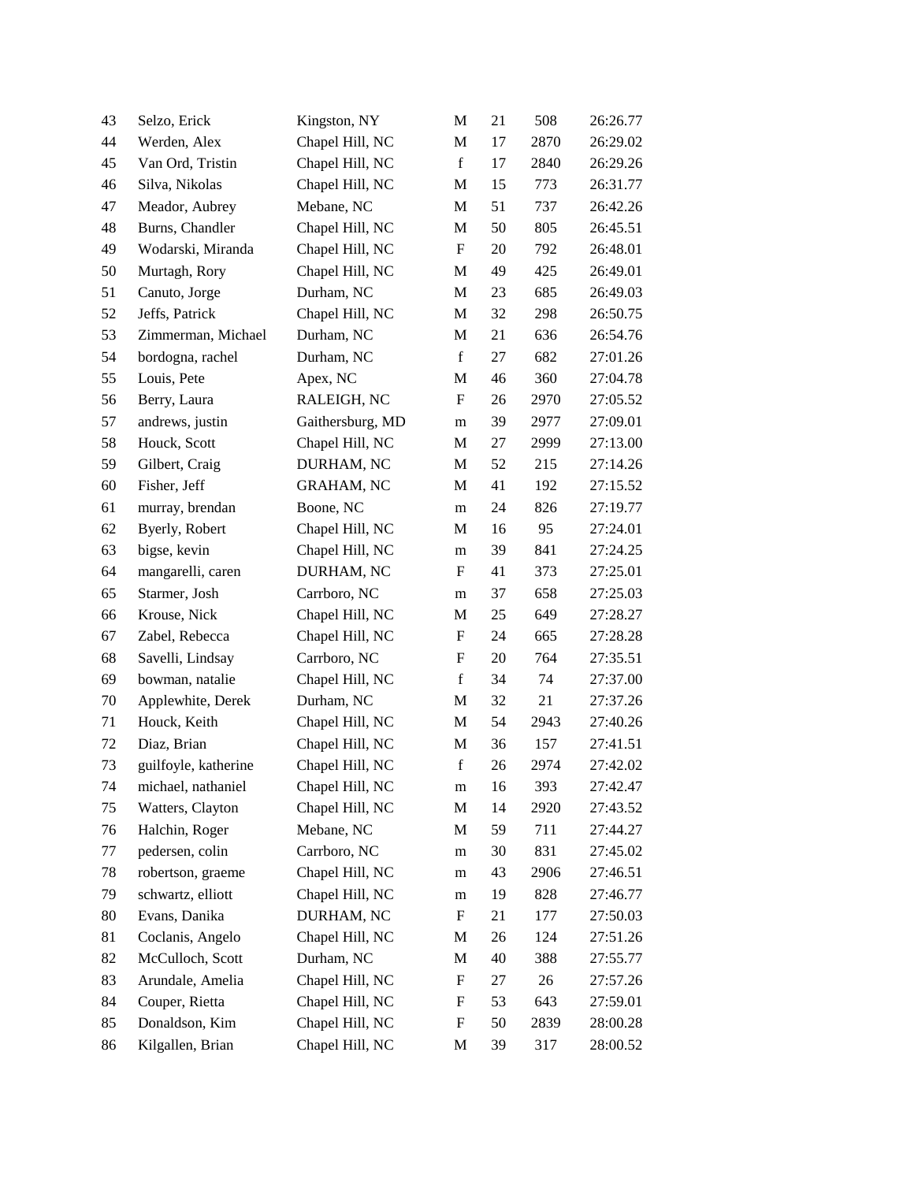| | | | | | | |
|---|---|---|---|---|---|---|
| 43 | Selzo, Erick | Kingston, NY | M | 21 | 508 | 26:26.77 |
| 44 | Werden, Alex | Chapel Hill, NC | M | 17 | 2870 | 26:29.02 |
| 45 | Van Ord, Tristin | Chapel Hill, NC | f | 17 | 2840 | 26:29.26 |
| 46 | Silva, Nikolas | Chapel Hill, NC | M | 15 | 773 | 26:31.77 |
| 47 | Meador, Aubrey | Mebane, NC | M | 51 | 737 | 26:42.26 |
| 48 | Burns, Chandler | Chapel Hill, NC | M | 50 | 805 | 26:45.51 |
| 49 | Wodarski, Miranda | Chapel Hill, NC | F | 20 | 792 | 26:48.01 |
| 50 | Murtagh, Rory | Chapel Hill, NC | M | 49 | 425 | 26:49.01 |
| 51 | Canuto, Jorge | Durham, NC | M | 23 | 685 | 26:49.03 |
| 52 | Jeffs, Patrick | Chapel Hill, NC | M | 32 | 298 | 26:50.75 |
| 53 | Zimmerman, Michael | Durham, NC | M | 21 | 636 | 26:54.76 |
| 54 | bordogna, rachel | Durham, NC | f | 27 | 682 | 27:01.26 |
| 55 | Louis, Pete | Apex, NC | M | 46 | 360 | 27:04.78 |
| 56 | Berry, Laura | RALEIGH, NC | F | 26 | 2970 | 27:05.52 |
| 57 | andrews, justin | Gaithersburg, MD | m | 39 | 2977 | 27:09.01 |
| 58 | Houck, Scott | Chapel Hill, NC | M | 27 | 2999 | 27:13.00 |
| 59 | Gilbert, Craig | DURHAM, NC | M | 52 | 215 | 27:14.26 |
| 60 | Fisher, Jeff | GRAHAM, NC | M | 41 | 192 | 27:15.52 |
| 61 | murray, brendan | Boone, NC | m | 24 | 826 | 27:19.77 |
| 62 | Byerly, Robert | Chapel Hill, NC | M | 16 | 95 | 27:24.01 |
| 63 | bigse, kevin | Chapel Hill, NC | m | 39 | 841 | 27:24.25 |
| 64 | mangarelli, caren | DURHAM, NC | F | 41 | 373 | 27:25.01 |
| 65 | Starmer, Josh | Carrboro, NC | m | 37 | 658 | 27:25.03 |
| 66 | Krouse, Nick | Chapel Hill, NC | M | 25 | 649 | 27:28.27 |
| 67 | Zabel, Rebecca | Chapel Hill, NC | F | 24 | 665 | 27:28.28 |
| 68 | Savelli, Lindsay | Carrboro, NC | F | 20 | 764 | 27:35.51 |
| 69 | bowman, natalie | Chapel Hill, NC | f | 34 | 74 | 27:37.00 |
| 70 | Applewhite, Derek | Durham, NC | M | 32 | 21 | 27:37.26 |
| 71 | Houck, Keith | Chapel Hill, NC | M | 54 | 2943 | 27:40.26 |
| 72 | Diaz, Brian | Chapel Hill, NC | M | 36 | 157 | 27:41.51 |
| 73 | guilfoyle, katherine | Chapel Hill, NC | f | 26 | 2974 | 27:42.02 |
| 74 | michael, nathaniel | Chapel Hill, NC | m | 16 | 393 | 27:42.47 |
| 75 | Watters, Clayton | Chapel Hill, NC | M | 14 | 2920 | 27:43.52 |
| 76 | Halchin, Roger | Mebane, NC | M | 59 | 711 | 27:44.27 |
| 77 | pedersen, colin | Carrboro, NC | m | 30 | 831 | 27:45.02 |
| 78 | robertson, graeme | Chapel Hill, NC | m | 43 | 2906 | 27:46.51 |
| 79 | schwartz, elliott | Chapel Hill, NC | m | 19 | 828 | 27:46.77 |
| 80 | Evans, Danika | DURHAM, NC | F | 21 | 177 | 27:50.03 |
| 81 | Coclanis, Angelo | Chapel Hill, NC | M | 26 | 124 | 27:51.26 |
| 82 | McCulloch, Scott | Durham, NC | M | 40 | 388 | 27:55.77 |
| 83 | Arundale, Amelia | Chapel Hill, NC | F | 27 | 26 | 27:57.26 |
| 84 | Couper, Rietta | Chapel Hill, NC | F | 53 | 643 | 27:59.01 |
| 85 | Donaldson, Kim | Chapel Hill, NC | F | 50 | 2839 | 28:00.28 |
| 86 | Kilgallen, Brian | Chapel Hill, NC | M | 39 | 317 | 28:00.52 |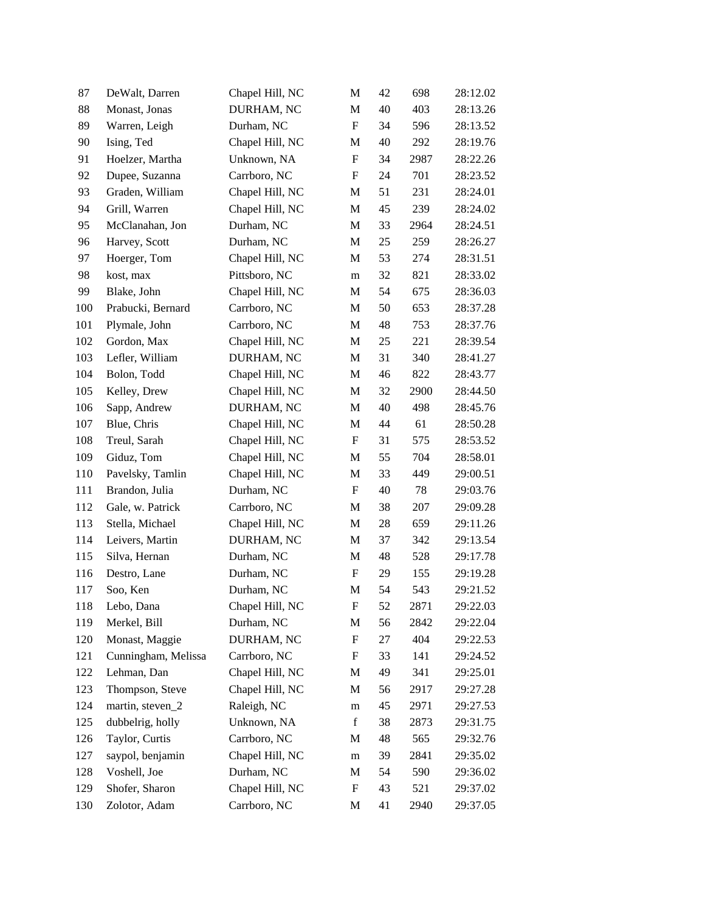| | | | | | | |
|---|---|---|---|---|---|---|
| 87 | DeWalt, Darren | Chapel Hill, NC | M | 42 | 698 | 28:12.02 |
| 88 | Monast, Jonas | DURHAM, NC | M | 40 | 403 | 28:13.26 |
| 89 | Warren, Leigh | Durham, NC | F | 34 | 596 | 28:13.52 |
| 90 | Ising, Ted | Chapel Hill, NC | M | 40 | 292 | 28:19.76 |
| 91 | Hoelzer, Martha | Unknown, NA | F | 34 | 2987 | 28:22.26 |
| 92 | Dupee, Suzanna | Carrboro, NC | F | 24 | 701 | 28:23.52 |
| 93 | Graden, William | Chapel Hill, NC | M | 51 | 231 | 28:24.01 |
| 94 | Grill, Warren | Chapel Hill, NC | M | 45 | 239 | 28:24.02 |
| 95 | McClanahan, Jon | Durham, NC | M | 33 | 2964 | 28:24.51 |
| 96 | Harvey, Scott | Durham, NC | M | 25 | 259 | 28:26.27 |
| 97 | Hoerger, Tom | Chapel Hill, NC | M | 53 | 274 | 28:31.51 |
| 98 | kost, max | Pittsboro, NC | m | 32 | 821 | 28:33.02 |
| 99 | Blake, John | Chapel Hill, NC | M | 54 | 675 | 28:36.03 |
| 100 | Prabucki, Bernard | Carrboro, NC | M | 50 | 653 | 28:37.28 |
| 101 | Plymale, John | Carrboro, NC | M | 48 | 753 | 28:37.76 |
| 102 | Gordon, Max | Chapel Hill, NC | M | 25 | 221 | 28:39.54 |
| 103 | Lefler, William | DURHAM, NC | M | 31 | 340 | 28:41.27 |
| 104 | Bolon, Todd | Chapel Hill, NC | M | 46 | 822 | 28:43.77 |
| 105 | Kelley, Drew | Chapel Hill, NC | M | 32 | 2900 | 28:44.50 |
| 106 | Sapp, Andrew | DURHAM, NC | M | 40 | 498 | 28:45.76 |
| 107 | Blue, Chris | Chapel Hill, NC | M | 44 | 61 | 28:50.28 |
| 108 | Treul, Sarah | Chapel Hill, NC | F | 31 | 575 | 28:53.52 |
| 109 | Giduz, Tom | Chapel Hill, NC | M | 55 | 704 | 28:58.01 |
| 110 | Pavelsky, Tamlin | Chapel Hill, NC | M | 33 | 449 | 29:00.51 |
| 111 | Brandon, Julia | Durham, NC | F | 40 | 78 | 29:03.76 |
| 112 | Gale, w. Patrick | Carrboro, NC | M | 38 | 207 | 29:09.28 |
| 113 | Stella, Michael | Chapel Hill, NC | M | 28 | 659 | 29:11.26 |
| 114 | Leivers, Martin | DURHAM, NC | M | 37 | 342 | 29:13.54 |
| 115 | Silva, Hernan | Durham, NC | M | 48 | 528 | 29:17.78 |
| 116 | Destro, Lane | Durham, NC | F | 29 | 155 | 29:19.28 |
| 117 | Soo, Ken | Durham, NC | M | 54 | 543 | 29:21.52 |
| 118 | Lebo, Dana | Chapel Hill, NC | F | 52 | 2871 | 29:22.03 |
| 119 | Merkel, Bill | Durham, NC | M | 56 | 2842 | 29:22.04 |
| 120 | Monast, Maggie | DURHAM, NC | F | 27 | 404 | 29:22.53 |
| 121 | Cunningham, Melissa | Carrboro, NC | F | 33 | 141 | 29:24.52 |
| 122 | Lehman, Dan | Chapel Hill, NC | M | 49 | 341 | 29:25.01 |
| 123 | Thompson, Steve | Chapel Hill, NC | M | 56 | 2917 | 29:27.28 |
| 124 | martin, steven_2 | Raleigh, NC | m | 45 | 2971 | 29:27.53 |
| 125 | dubbelrig, holly | Unknown, NA | f | 38 | 2873 | 29:31.75 |
| 126 | Taylor, Curtis | Carrboro, NC | M | 48 | 565 | 29:32.76 |
| 127 | saypol, benjamin | Chapel Hill, NC | m | 39 | 2841 | 29:35.02 |
| 128 | Voshell, Joe | Durham, NC | M | 54 | 590 | 29:36.02 |
| 129 | Shofer, Sharon | Chapel Hill, NC | F | 43 | 521 | 29:37.02 |
| 130 | Zolotor, Adam | Carrboro, NC | M | 41 | 2940 | 29:37.05 |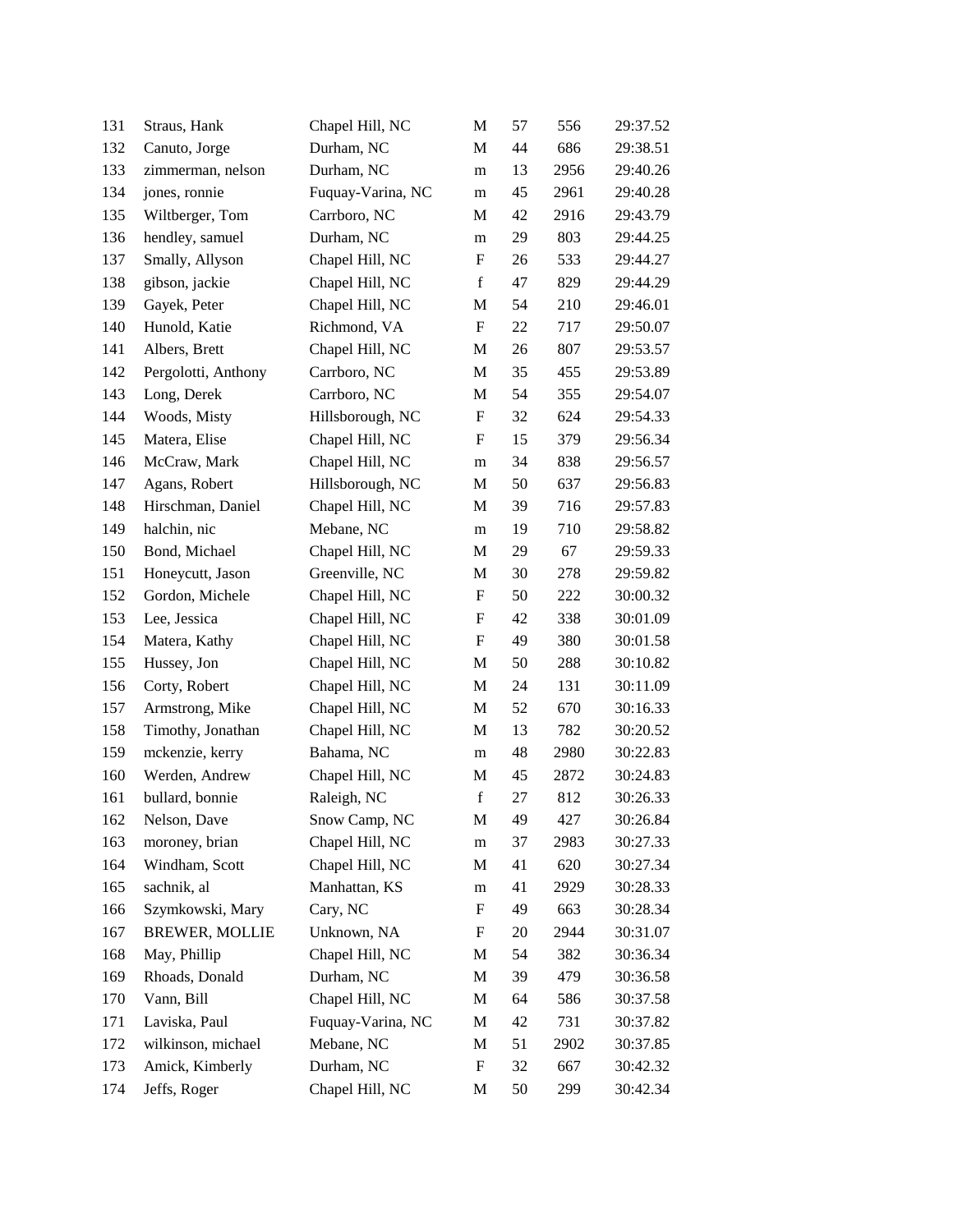| | | | | | | |
|---|---|---|---|---|---|---|
| 131 | Straus, Hank | Chapel Hill, NC | M | 57 | 556 | 29:37.52 |
| 132 | Canuto, Jorge | Durham, NC | M | 44 | 686 | 29:38.51 |
| 133 | zimmerman, nelson | Durham, NC | m | 13 | 2956 | 29:40.26 |
| 134 | jones, ronnie | Fuquay-Varina, NC | m | 45 | 2961 | 29:40.28 |
| 135 | Wiltberger, Tom | Carrboro, NC | M | 42 | 2916 | 29:43.79 |
| 136 | hendley, samuel | Durham, NC | m | 29 | 803 | 29:44.25 |
| 137 | Smally, Allyson | Chapel Hill, NC | F | 26 | 533 | 29:44.27 |
| 138 | gibson, jackie | Chapel Hill, NC | f | 47 | 829 | 29:44.29 |
| 139 | Gayek, Peter | Chapel Hill, NC | M | 54 | 210 | 29:46.01 |
| 140 | Hunold, Katie | Richmond, VA | F | 22 | 717 | 29:50.07 |
| 141 | Albers, Brett | Chapel Hill, NC | M | 26 | 807 | 29:53.57 |
| 142 | Pergolotti, Anthony | Carrboro, NC | M | 35 | 455 | 29:53.89 |
| 143 | Long, Derek | Carrboro, NC | M | 54 | 355 | 29:54.07 |
| 144 | Woods, Misty | Hillsborough, NC | F | 32 | 624 | 29:54.33 |
| 145 | Matera, Elise | Chapel Hill, NC | F | 15 | 379 | 29:56.34 |
| 146 | McCraw, Mark | Chapel Hill, NC | m | 34 | 838 | 29:56.57 |
| 147 | Agans, Robert | Hillsborough, NC | M | 50 | 637 | 29:56.83 |
| 148 | Hirschman, Daniel | Chapel Hill, NC | M | 39 | 716 | 29:57.83 |
| 149 | halchin, nic | Mebane, NC | m | 19 | 710 | 29:58.82 |
| 150 | Bond, Michael | Chapel Hill, NC | M | 29 | 67 | 29:59.33 |
| 151 | Honeycutt, Jason | Greenville, NC | M | 30 | 278 | 29:59.82 |
| 152 | Gordon, Michele | Chapel Hill, NC | F | 50 | 222 | 30:00.32 |
| 153 | Lee, Jessica | Chapel Hill, NC | F | 42 | 338 | 30:01.09 |
| 154 | Matera, Kathy | Chapel Hill, NC | F | 49 | 380 | 30:01.58 |
| 155 | Hussey, Jon | Chapel Hill, NC | M | 50 | 288 | 30:10.82 |
| 156 | Corty, Robert | Chapel Hill, NC | M | 24 | 131 | 30:11.09 |
| 157 | Armstrong, Mike | Chapel Hill, NC | M | 52 | 670 | 30:16.33 |
| 158 | Timothy, Jonathan | Chapel Hill, NC | M | 13 | 782 | 30:20.52 |
| 159 | mckenzie, kerry | Bahama, NC | m | 48 | 2980 | 30:22.83 |
| 160 | Werden, Andrew | Chapel Hill, NC | M | 45 | 2872 | 30:24.83 |
| 161 | bullard, bonnie | Raleigh, NC | f | 27 | 812 | 30:26.33 |
| 162 | Nelson, Dave | Snow Camp, NC | M | 49 | 427 | 30:26.84 |
| 163 | moroney, brian | Chapel Hill, NC | m | 37 | 2983 | 30:27.33 |
| 164 | Windham, Scott | Chapel Hill, NC | M | 41 | 620 | 30:27.34 |
| 165 | sachnik, al | Manhattan, KS | m | 41 | 2929 | 30:28.33 |
| 166 | Szymkowski, Mary | Cary, NC | F | 49 | 663 | 30:28.34 |
| 167 | BREWER, MOLLIE | Unknown, NA | F | 20 | 2944 | 30:31.07 |
| 168 | May, Phillip | Chapel Hill, NC | M | 54 | 382 | 30:36.34 |
| 169 | Rhoads, Donald | Durham, NC | M | 39 | 479 | 30:36.58 |
| 170 | Vann, Bill | Chapel Hill, NC | M | 64 | 586 | 30:37.58 |
| 171 | Laviska, Paul | Fuquay-Varina, NC | M | 42 | 731 | 30:37.82 |
| 172 | wilkinson, michael | Mebane, NC | M | 51 | 2902 | 30:37.85 |
| 173 | Amick, Kimberly | Durham, NC | F | 32 | 667 | 30:42.32 |
| 174 | Jeffs, Roger | Chapel Hill, NC | M | 50 | 299 | 30:42.34 |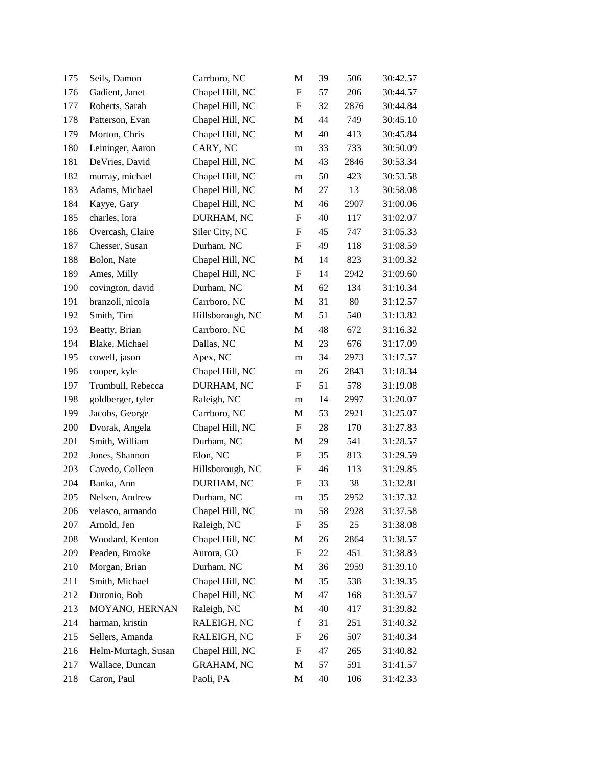| | | | | | | |
|---|---|---|---|---|---|---|
| 175 | Seils, Damon | Carrboro, NC | M | 39 | 506 | 30:42.57 |
| 176 | Gadient, Janet | Chapel Hill, NC | F | 57 | 206 | 30:44.57 |
| 177 | Roberts, Sarah | Chapel Hill, NC | F | 32 | 2876 | 30:44.84 |
| 178 | Patterson, Evan | Chapel Hill, NC | M | 44 | 749 | 30:45.10 |
| 179 | Morton, Chris | Chapel Hill, NC | M | 40 | 413 | 30:45.84 |
| 180 | Leininger, Aaron | CARY, NC | m | 33 | 733 | 30:50.09 |
| 181 | DeVries, David | Chapel Hill, NC | M | 43 | 2846 | 30:53.34 |
| 182 | murray, michael | Chapel Hill, NC | m | 50 | 423 | 30:53.58 |
| 183 | Adams, Michael | Chapel Hill, NC | M | 27 | 13 | 30:58.08 |
| 184 | Kayye, Gary | Chapel Hill, NC | M | 46 | 2907 | 31:00.06 |
| 185 | charles, lora | DURHAM, NC | F | 40 | 117 | 31:02.07 |
| 186 | Overcash, Claire | Siler City, NC | F | 45 | 747 | 31:05.33 |
| 187 | Chesser, Susan | Durham, NC | F | 49 | 118 | 31:08.59 |
| 188 | Bolon, Nate | Chapel Hill, NC | M | 14 | 823 | 31:09.32 |
| 189 | Ames, Milly | Chapel Hill, NC | F | 14 | 2942 | 31:09.60 |
| 190 | covington, david | Durham, NC | M | 62 | 134 | 31:10.34 |
| 191 | branzoli, nicola | Carrboro, NC | M | 31 | 80 | 31:12.57 |
| 192 | Smith, Tim | Hillsborough, NC | M | 51 | 540 | 31:13.82 |
| 193 | Beatty, Brian | Carrboro, NC | M | 48 | 672 | 31:16.32 |
| 194 | Blake, Michael | Dallas, NC | M | 23 | 676 | 31:17.09 |
| 195 | cowell, jason | Apex, NC | m | 34 | 2973 | 31:17.57 |
| 196 | cooper, kyle | Chapel Hill, NC | m | 26 | 2843 | 31:18.34 |
| 197 | Trumbull, Rebecca | DURHAM, NC | F | 51 | 578 | 31:19.08 |
| 198 | goldberger, tyler | Raleigh, NC | m | 14 | 2997 | 31:20.07 |
| 199 | Jacobs, George | Carrboro, NC | M | 53 | 2921 | 31:25.07 |
| 200 | Dvorak, Angela | Chapel Hill, NC | F | 28 | 170 | 31:27.83 |
| 201 | Smith, William | Durham, NC | M | 29 | 541 | 31:28.57 |
| 202 | Jones, Shannon | Elon, NC | F | 35 | 813 | 31:29.59 |
| 203 | Cavedo, Colleen | Hillsborough, NC | F | 46 | 113 | 31:29.85 |
| 204 | Banka, Ann | DURHAM, NC | F | 33 | 38 | 31:32.81 |
| 205 | Nelsen, Andrew | Durham, NC | m | 35 | 2952 | 31:37.32 |
| 206 | velasco, armando | Chapel Hill, NC | m | 58 | 2928 | 31:37.58 |
| 207 | Arnold, Jen | Raleigh, NC | F | 35 | 25 | 31:38.08 |
| 208 | Woodard, Kenton | Chapel Hill, NC | M | 26 | 2864 | 31:38.57 |
| 209 | Peaden, Brooke | Aurora, CO | F | 22 | 451 | 31:38.83 |
| 210 | Morgan, Brian | Durham, NC | M | 36 | 2959 | 31:39.10 |
| 211 | Smith, Michael | Chapel Hill, NC | M | 35 | 538 | 31:39.35 |
| 212 | Duronio, Bob | Chapel Hill, NC | M | 47 | 168 | 31:39.57 |
| 213 | MOYANO, HERNAN | Raleigh, NC | M | 40 | 417 | 31:39.82 |
| 214 | harman, kristin | RALEIGH, NC | f | 31 | 251 | 31:40.32 |
| 215 | Sellers, Amanda | RALEIGH, NC | F | 26 | 507 | 31:40.34 |
| 216 | Helm-Murtagh, Susan | Chapel Hill, NC | F | 47 | 265 | 31:40.82 |
| 217 | Wallace, Duncan | GRAHAM, NC | M | 57 | 591 | 31:41.57 |
| 218 | Caron, Paul | Paoli, PA | M | 40 | 106 | 31:42.33 |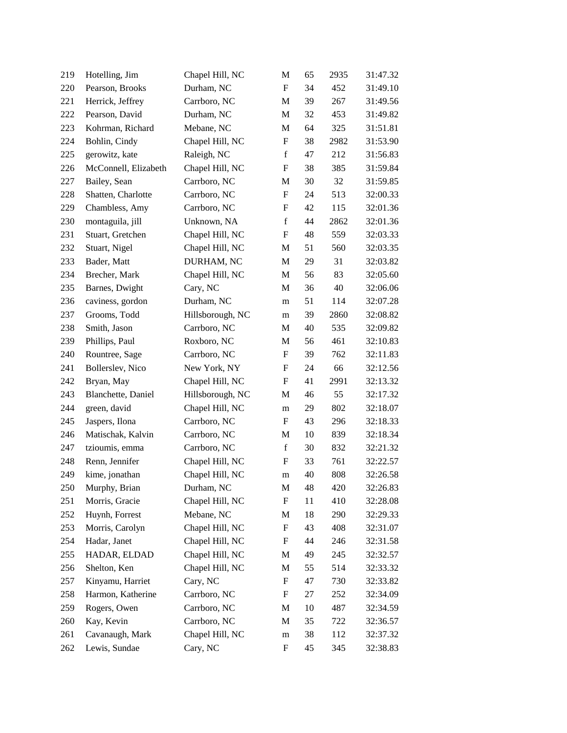| | | | | | | |
|---|---|---|---|---|---|---|
| 219 | Hotelling, Jim | Chapel Hill, NC | M | 65 | 2935 | 31:47.32 |
| 220 | Pearson, Brooks | Durham, NC | F | 34 | 452 | 31:49.10 |
| 221 | Herrick, Jeffrey | Carrboro, NC | M | 39 | 267 | 31:49.56 |
| 222 | Pearson, David | Durham, NC | M | 32 | 453 | 31:49.82 |
| 223 | Kohrman, Richard | Mebane, NC | M | 64 | 325 | 31:51.81 |
| 224 | Bohlin, Cindy | Chapel Hill, NC | F | 38 | 2982 | 31:53.90 |
| 225 | gerowitz, kate | Raleigh, NC | f | 47 | 212 | 31:56.83 |
| 226 | McConnell, Elizabeth | Chapel Hill, NC | F | 38 | 385 | 31:59.84 |
| 227 | Bailey, Sean | Carrboro, NC | M | 30 | 32 | 31:59.85 |
| 228 | Shatten, Charlotte | Carrboro, NC | F | 24 | 513 | 32:00.33 |
| 229 | Chambless, Amy | Carrboro, NC | F | 42 | 115 | 32:01.36 |
| 230 | montaguila, jill | Unknown, NA | f | 44 | 2862 | 32:01.36 |
| 231 | Stuart, Gretchen | Chapel Hill, NC | F | 48 | 559 | 32:03.33 |
| 232 | Stuart, Nigel | Chapel Hill, NC | M | 51 | 560 | 32:03.35 |
| 233 | Bader, Matt | DURHAM, NC | M | 29 | 31 | 32:03.82 |
| 234 | Brecher, Mark | Chapel Hill, NC | M | 56 | 83 | 32:05.60 |
| 235 | Barnes, Dwight | Cary, NC | M | 36 | 40 | 32:06.06 |
| 236 | caviness, gordon | Durham, NC | m | 51 | 114 | 32:07.28 |
| 237 | Grooms, Todd | Hillsborough, NC | m | 39 | 2860 | 32:08.82 |
| 238 | Smith, Jason | Carrboro, NC | M | 40 | 535 | 32:09.82 |
| 239 | Phillips, Paul | Roxboro, NC | M | 56 | 461 | 32:10.83 |
| 240 | Rountree, Sage | Carrboro, NC | F | 39 | 762 | 32:11.83 |
| 241 | Bollerslev, Nico | New York, NY | F | 24 | 66 | 32:12.56 |
| 242 | Bryan, May | Chapel Hill, NC | F | 41 | 2991 | 32:13.32 |
| 243 | Blanchette, Daniel | Hillsborough, NC | M | 46 | 55 | 32:17.32 |
| 244 | green, david | Chapel Hill, NC | m | 29 | 802 | 32:18.07 |
| 245 | Jaspers, Ilona | Carrboro, NC | F | 43 | 296 | 32:18.33 |
| 246 | Matischak, Kalvin | Carrboro, NC | M | 10 | 839 | 32:18.34 |
| 247 | tzioumis, emma | Carrboro, NC | f | 30 | 832 | 32:21.32 |
| 248 | Renn, Jennifer | Chapel Hill, NC | F | 33 | 761 | 32:22.57 |
| 249 | kime, jonathan | Chapel Hill, NC | m | 40 | 808 | 32:26.58 |
| 250 | Murphy, Brian | Durham, NC | M | 48 | 420 | 32:26.83 |
| 251 | Morris, Gracie | Chapel Hill, NC | F | 11 | 410 | 32:28.08 |
| 252 | Huynh, Forrest | Mebane, NC | M | 18 | 290 | 32:29.33 |
| 253 | Morris, Carolyn | Chapel Hill, NC | F | 43 | 408 | 32:31.07 |
| 254 | Hadar, Janet | Chapel Hill, NC | F | 44 | 246 | 32:31.58 |
| 255 | HADAR, ELDAD | Chapel Hill, NC | M | 49 | 245 | 32:32.57 |
| 256 | Shelton, Ken | Chapel Hill, NC | M | 55 | 514 | 32:33.32 |
| 257 | Kinyamu, Harriet | Cary, NC | F | 47 | 730 | 32:33.82 |
| 258 | Harmon, Katherine | Carrboro, NC | F | 27 | 252 | 32:34.09 |
| 259 | Rogers, Owen | Carrboro, NC | M | 10 | 487 | 32:34.59 |
| 260 | Kay, Kevin | Carrboro, NC | M | 35 | 722 | 32:36.57 |
| 261 | Cavanaugh, Mark | Chapel Hill, NC | m | 38 | 112 | 32:37.32 |
| 262 | Lewis, Sundae | Cary, NC | F | 45 | 345 | 32:38.83 |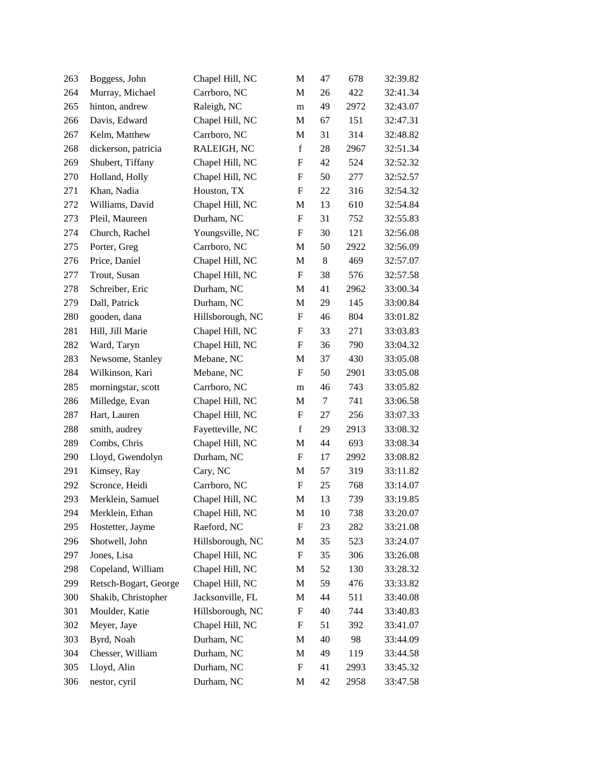| | | | | | | |
|---|---|---|---|---|---|---|
| 263 | Boggess, John | Chapel Hill, NC | M | 47 | 678 | 32:39.82 |
| 264 | Murray, Michael | Carrboro, NC | M | 26 | 422 | 32:41.34 |
| 265 | hinton, andrew | Raleigh, NC | m | 49 | 2972 | 32:43.07 |
| 266 | Davis, Edward | Chapel Hill, NC | M | 67 | 151 | 32:47.31 |
| 267 | Kelm, Matthew | Carrboro, NC | M | 31 | 314 | 32:48.82 |
| 268 | dickerson, patricia | RALEIGH, NC | f | 28 | 2967 | 32:51.34 |
| 269 | Shubert, Tiffany | Chapel Hill, NC | F | 42 | 524 | 32:52.32 |
| 270 | Holland, Holly | Chapel Hill, NC | F | 50 | 277 | 32:52.57 |
| 271 | Khan, Nadia | Houston, TX | F | 22 | 316 | 32:54.32 |
| 272 | Williams, David | Chapel Hill, NC | M | 13 | 610 | 32:54.84 |
| 273 | Pleil, Maureen | Durham, NC | F | 31 | 752 | 32:55.83 |
| 274 | Church, Rachel | Youngsville, NC | F | 30 | 121 | 32:56.08 |
| 275 | Porter, Greg | Carrboro, NC | M | 50 | 2922 | 32:56.09 |
| 276 | Price, Daniel | Chapel Hill, NC | M | 8 | 469 | 32:57.07 |
| 277 | Trout, Susan | Chapel Hill, NC | F | 38 | 576 | 32:57.58 |
| 278 | Schreiber, Eric | Durham, NC | M | 41 | 2962 | 33:00.34 |
| 279 | Dall, Patrick | Durham, NC | M | 29 | 145 | 33:00.84 |
| 280 | gooden, dana | Hillsborough, NC | F | 46 | 804 | 33:01.82 |
| 281 | Hill, Jill Marie | Chapel Hill, NC | F | 33 | 271 | 33:03.83 |
| 282 | Ward, Taryn | Chapel Hill, NC | F | 36 | 790 | 33:04.32 |
| 283 | Newsome, Stanley | Mebane, NC | M | 37 | 430 | 33:05.08 |
| 284 | Wilkinson, Kari | Mebane, NC | F | 50 | 2901 | 33:05.08 |
| 285 | morningstar, scott | Carrboro, NC | m | 46 | 743 | 33:05.82 |
| 286 | Milledge, Evan | Chapel Hill, NC | M | 7 | 741 | 33:06.58 |
| 287 | Hart, Lauren | Chapel Hill, NC | F | 27 | 256 | 33:07.33 |
| 288 | smith, audrey | Fayetteville, NC | f | 29 | 2913 | 33:08.32 |
| 289 | Combs, Chris | Chapel Hill, NC | M | 44 | 693 | 33:08.34 |
| 290 | Lloyd, Gwendolyn | Durham, NC | F | 17 | 2992 | 33:08.82 |
| 291 | Kimsey, Ray | Cary, NC | M | 57 | 319 | 33:11.82 |
| 292 | Scronce, Heidi | Carrboro, NC | F | 25 | 768 | 33:14.07 |
| 293 | Merklein, Samuel | Chapel Hill, NC | M | 13 | 739 | 33:19.85 |
| 294 | Merklein, Ethan | Chapel Hill, NC | M | 10 | 738 | 33:20.07 |
| 295 | Hostetter, Jayme | Raeford, NC | F | 23 | 282 | 33:21.08 |
| 296 | Shotwell, John | Hillsborough, NC | M | 35 | 523 | 33:24.07 |
| 297 | Jones, Lisa | Chapel Hill, NC | F | 35 | 306 | 33:26.08 |
| 298 | Copeland, William | Chapel Hill, NC | M | 52 | 130 | 33:28.32 |
| 299 | Retsch-Bogart, George | Chapel Hill, NC | M | 59 | 476 | 33:33.82 |
| 300 | Shakib, Christopher | Jacksonville, FL | M | 44 | 511 | 33:40.08 |
| 301 | Moulder, Katie | Hillsborough, NC | F | 40 | 744 | 33:40.83 |
| 302 | Meyer, Jaye | Chapel Hill, NC | F | 51 | 392 | 33:41.07 |
| 303 | Byrd, Noah | Durham, NC | M | 40 | 98 | 33:44.09 |
| 304 | Chesser, William | Durham, NC | M | 49 | 119 | 33:44.58 |
| 305 | Lloyd, Alin | Durham, NC | F | 41 | 2993 | 33:45.32 |
| 306 | nestor, cyril | Durham, NC | M | 42 | 2958 | 33:47.58 |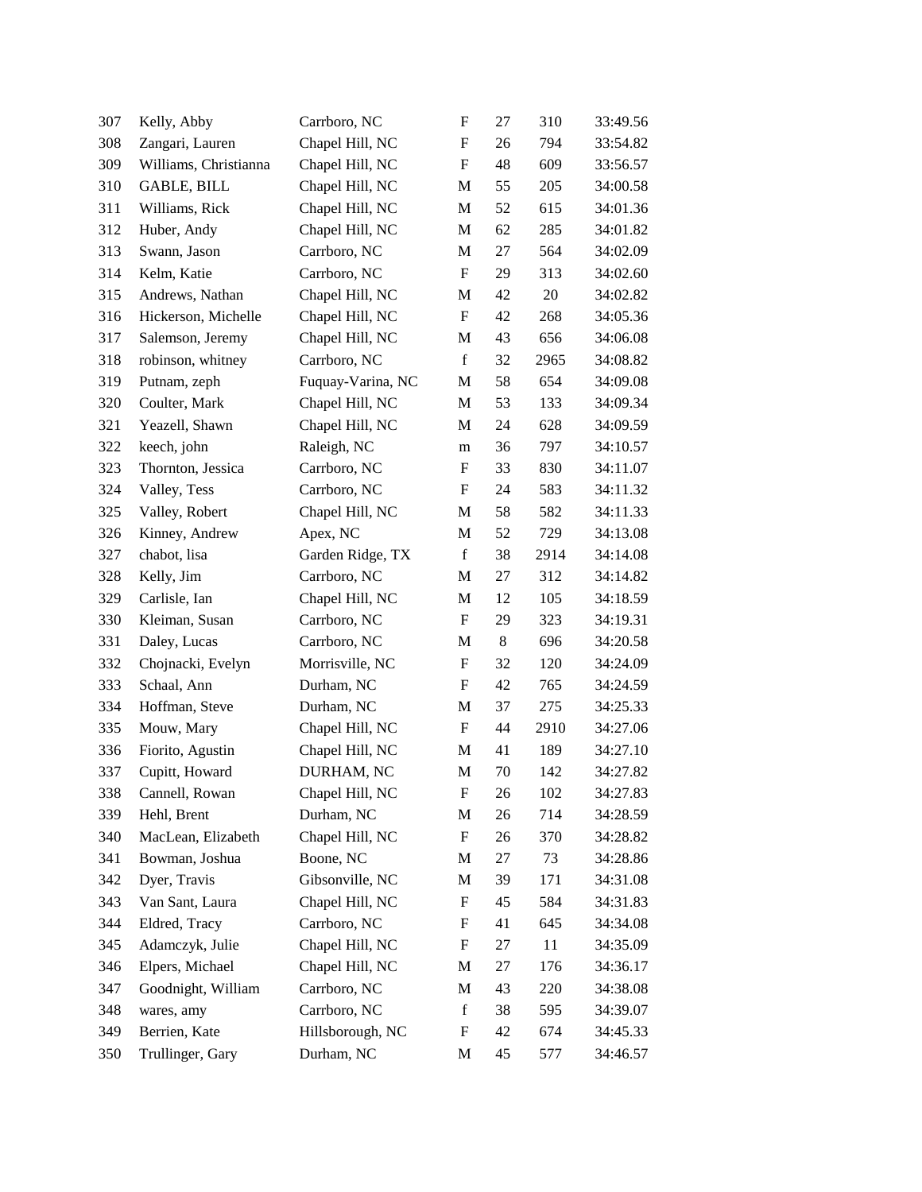| | | | | | | |
|---|---|---|---|---|---|---|
| 307 | Kelly, Abby | Carrboro, NC | F | 27 | 310 | 33:49.56 |
| 308 | Zangari, Lauren | Chapel Hill, NC | F | 26 | 794 | 33:54.82 |
| 309 | Williams, Christianna | Chapel Hill, NC | F | 48 | 609 | 33:56.57 |
| 310 | GABLE, BILL | Chapel Hill, NC | M | 55 | 205 | 34:00.58 |
| 311 | Williams, Rick | Chapel Hill, NC | M | 52 | 615 | 34:01.36 |
| 312 | Huber, Andy | Chapel Hill, NC | M | 62 | 285 | 34:01.82 |
| 313 | Swann, Jason | Carrboro, NC | M | 27 | 564 | 34:02.09 |
| 314 | Kelm, Katie | Carrboro, NC | F | 29 | 313 | 34:02.60 |
| 315 | Andrews, Nathan | Chapel Hill, NC | M | 42 | 20 | 34:02.82 |
| 316 | Hickerson, Michelle | Chapel Hill, NC | F | 42 | 268 | 34:05.36 |
| 317 | Salemson, Jeremy | Chapel Hill, NC | M | 43 | 656 | 34:06.08 |
| 318 | robinson, whitney | Carrboro, NC | f | 32 | 2965 | 34:08.82 |
| 319 | Putnam, zeph | Fuquay-Varina, NC | M | 58 | 654 | 34:09.08 |
| 320 | Coulter, Mark | Chapel Hill, NC | M | 53 | 133 | 34:09.34 |
| 321 | Yeazell, Shawn | Chapel Hill, NC | M | 24 | 628 | 34:09.59 |
| 322 | keech, john | Raleigh, NC | m | 36 | 797 | 34:10.57 |
| 323 | Thornton, Jessica | Carrboro, NC | F | 33 | 830 | 34:11.07 |
| 324 | Valley, Tess | Carrboro, NC | F | 24 | 583 | 34:11.32 |
| 325 | Valley, Robert | Chapel Hill, NC | M | 58 | 582 | 34:11.33 |
| 326 | Kinney, Andrew | Apex, NC | M | 52 | 729 | 34:13.08 |
| 327 | chabot, lisa | Garden Ridge, TX | f | 38 | 2914 | 34:14.08 |
| 328 | Kelly, Jim | Carrboro, NC | M | 27 | 312 | 34:14.82 |
| 329 | Carlisle, Ian | Chapel Hill, NC | M | 12 | 105 | 34:18.59 |
| 330 | Kleiman, Susan | Carrboro, NC | F | 29 | 323 | 34:19.31 |
| 331 | Daley, Lucas | Carrboro, NC | M | 8 | 696 | 34:20.58 |
| 332 | Chojnacki, Evelyn | Morrisville, NC | F | 32 | 120 | 34:24.09 |
| 333 | Schaal, Ann | Durham, NC | F | 42 | 765 | 34:24.59 |
| 334 | Hoffman, Steve | Durham, NC | M | 37 | 275 | 34:25.33 |
| 335 | Mouw, Mary | Chapel Hill, NC | F | 44 | 2910 | 34:27.06 |
| 336 | Fiorito, Agustin | Chapel Hill, NC | M | 41 | 189 | 34:27.10 |
| 337 | Cupitt, Howard | DURHAM, NC | M | 70 | 142 | 34:27.82 |
| 338 | Cannell, Rowan | Chapel Hill, NC | F | 26 | 102 | 34:27.83 |
| 339 | Hehl, Brent | Durham, NC | M | 26 | 714 | 34:28.59 |
| 340 | MacLean, Elizabeth | Chapel Hill, NC | F | 26 | 370 | 34:28.82 |
| 341 | Bowman, Joshua | Boone, NC | M | 27 | 73 | 34:28.86 |
| 342 | Dyer, Travis | Gibsonville, NC | M | 39 | 171 | 34:31.08 |
| 343 | Van Sant, Laura | Chapel Hill, NC | F | 45 | 584 | 34:31.83 |
| 344 | Eldred, Tracy | Carrboro, NC | F | 41 | 645 | 34:34.08 |
| 345 | Adamczyk, Julie | Chapel Hill, NC | F | 27 | 11 | 34:35.09 |
| 346 | Elpers, Michael | Chapel Hill, NC | M | 27 | 176 | 34:36.17 |
| 347 | Goodnight, William | Carrboro, NC | M | 43 | 220 | 34:38.08 |
| 348 | wares, amy | Carrboro, NC | f | 38 | 595 | 34:39.07 |
| 349 | Berrien, Kate | Hillsborough, NC | F | 42 | 674 | 34:45.33 |
| 350 | Trullinger, Gary | Durham, NC | M | 45 | 577 | 34:46.57 |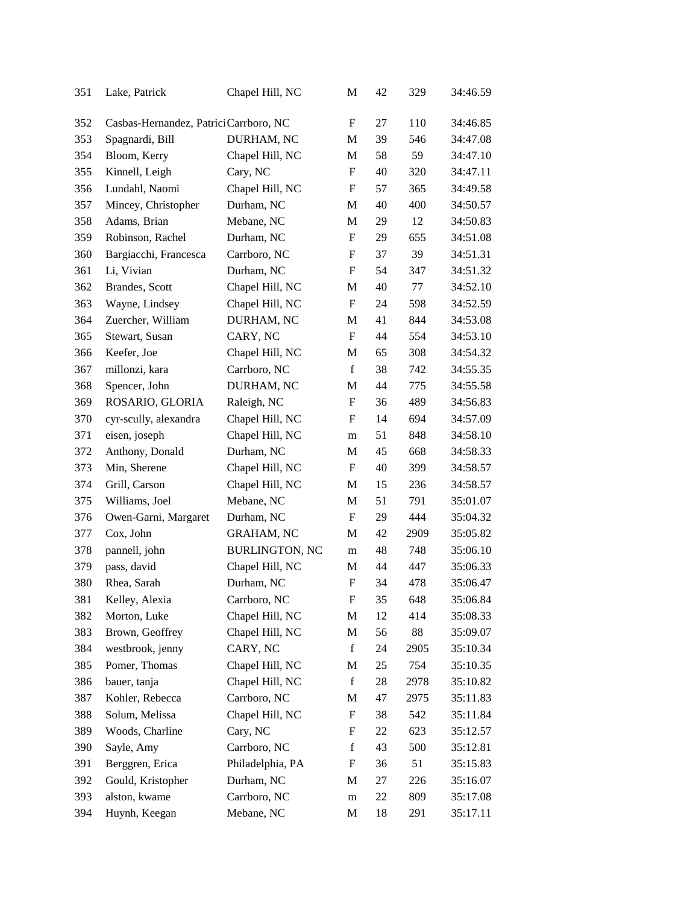| | | | | | | |
|---|---|---|---|---|---|---|
| 351 | Lake, Patrick | Chapel Hill, NC | M | 42 | 329 | 34:46.59 |
| 352 | Casbas-Hernandez, Patrici | Carrboro, NC | F | 27 | 110 | 34:46.85 |
| 353 | Spagnardi, Bill | DURHAM, NC | M | 39 | 546 | 34:47.08 |
| 354 | Bloom, Kerry | Chapel Hill, NC | M | 58 | 59 | 34:47.10 |
| 355 | Kinnell, Leigh | Cary, NC | F | 40 | 320 | 34:47.11 |
| 356 | Lundahl, Naomi | Chapel Hill, NC | F | 57 | 365 | 34:49.58 |
| 357 | Mincey, Christopher | Durham, NC | M | 40 | 400 | 34:50.57 |
| 358 | Adams, Brian | Mebane, NC | M | 29 | 12 | 34:50.83 |
| 359 | Robinson, Rachel | Durham, NC | F | 29 | 655 | 34:51.08 |
| 360 | Bargiacchi, Francesca | Carrboro, NC | F | 37 | 39 | 34:51.31 |
| 361 | Li, Vivian | Durham, NC | F | 54 | 347 | 34:51.32 |
| 362 | Brandes, Scott | Chapel Hill, NC | M | 40 | 77 | 34:52.10 |
| 363 | Wayne, Lindsey | Chapel Hill, NC | F | 24 | 598 | 34:52.59 |
| 364 | Zuercher, William | DURHAM, NC | M | 41 | 844 | 34:53.08 |
| 365 | Stewart, Susan | CARY, NC | F | 44 | 554 | 34:53.10 |
| 366 | Keefer, Joe | Chapel Hill, NC | M | 65 | 308 | 34:54.32 |
| 367 | millonzi, kara | Carrboro, NC | f | 38 | 742 | 34:55.35 |
| 368 | Spencer, John | DURHAM, NC | M | 44 | 775 | 34:55.58 |
| 369 | ROSARIO, GLORIA | Raleigh, NC | F | 36 | 489 | 34:56.83 |
| 370 | cyr-scully, alexandra | Chapel Hill, NC | F | 14 | 694 | 34:57.09 |
| 371 | eisen, joseph | Chapel Hill, NC | m | 51 | 848 | 34:58.10 |
| 372 | Anthony, Donald | Durham, NC | M | 45 | 668 | 34:58.33 |
| 373 | Min, Sherene | Chapel Hill, NC | F | 40 | 399 | 34:58.57 |
| 374 | Grill, Carson | Chapel Hill, NC | M | 15 | 236 | 34:58.57 |
| 375 | Williams, Joel | Mebane, NC | M | 51 | 791 | 35:01.07 |
| 376 | Owen-Garni, Margaret | Durham, NC | F | 29 | 444 | 35:04.32 |
| 377 | Cox, John | GRAHAM, NC | M | 42 | 2909 | 35:05.82 |
| 378 | pannell, john | BURLINGTON, NC | m | 48 | 748 | 35:06.10 |
| 379 | pass, david | Chapel Hill, NC | M | 44 | 447 | 35:06.33 |
| 380 | Rhea, Sarah | Durham, NC | F | 34 | 478 | 35:06.47 |
| 381 | Kelley, Alexia | Carrboro, NC | F | 35 | 648 | 35:06.84 |
| 382 | Morton, Luke | Chapel Hill, NC | M | 12 | 414 | 35:08.33 |
| 383 | Brown, Geoffrey | Chapel Hill, NC | M | 56 | 88 | 35:09.07 |
| 384 | westbrook, jenny | CARY, NC | f | 24 | 2905 | 35:10.34 |
| 385 | Pomer, Thomas | Chapel Hill, NC | M | 25 | 754 | 35:10.35 |
| 386 | bauer, tanja | Chapel Hill, NC | f | 28 | 2978 | 35:10.82 |
| 387 | Kohler, Rebecca | Carrboro, NC | M | 47 | 2975 | 35:11.83 |
| 388 | Solum, Melissa | Chapel Hill, NC | F | 38 | 542 | 35:11.84 |
| 389 | Woods, Charline | Cary, NC | F | 22 | 623 | 35:12.57 |
| 390 | Sayle, Amy | Carrboro, NC | f | 43 | 500 | 35:12.81 |
| 391 | Berggren, Erica | Philadelphia, PA | F | 36 | 51 | 35:15.83 |
| 392 | Gould, Kristopher | Durham, NC | M | 27 | 226 | 35:16.07 |
| 393 | alston, kwame | Carrboro, NC | m | 22 | 809 | 35:17.08 |
| 394 | Huynh, Keegan | Mebane, NC | M | 18 | 291 | 35:17.11 |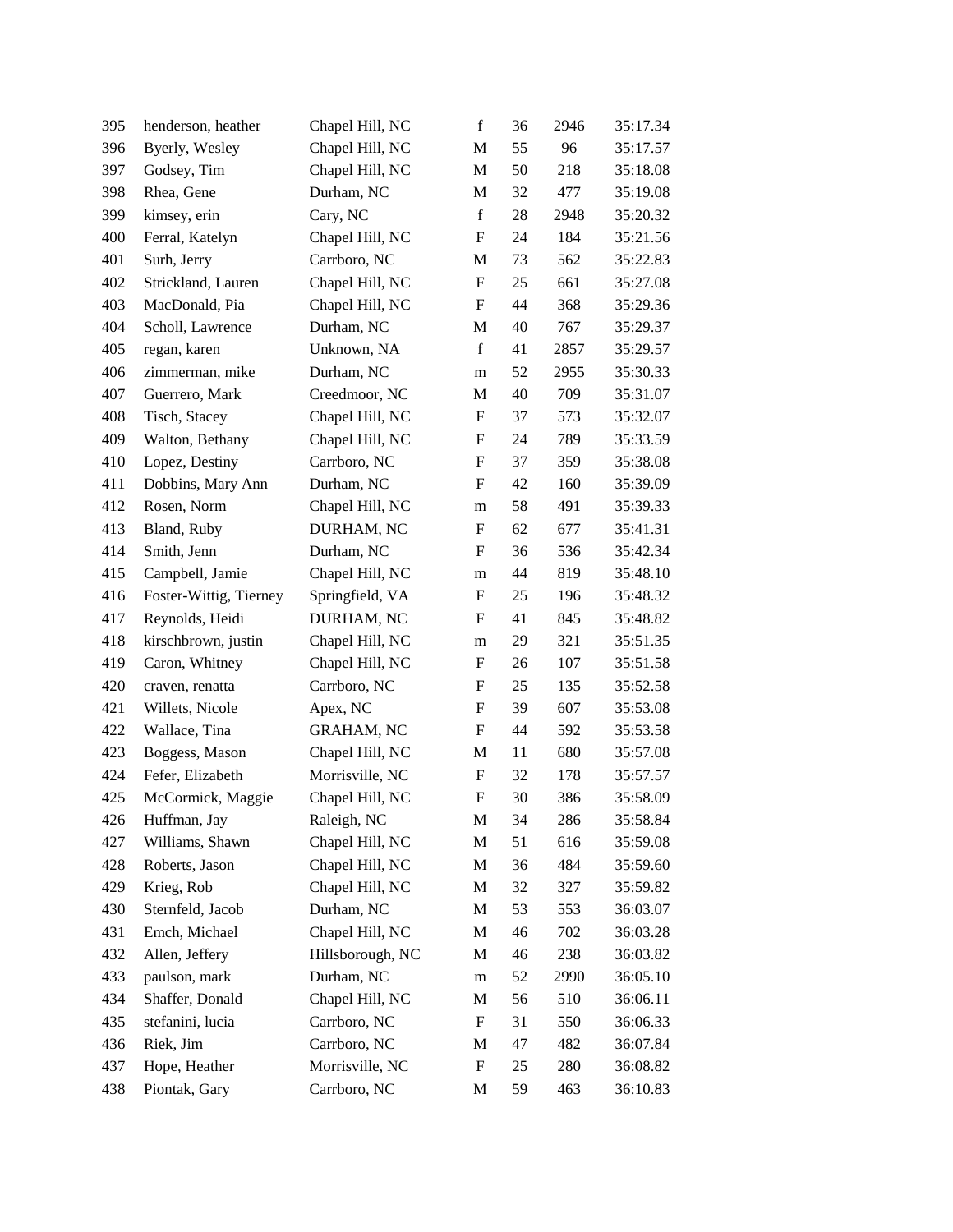| | | | | | | |
|---|---|---|---|---|---|---|
| 395 | henderson, heather | Chapel Hill, NC | f | 36 | 2946 | 35:17.34 |
| 396 | Byerly, Wesley | Chapel Hill, NC | M | 55 | 96 | 35:17.57 |
| 397 | Godsey, Tim | Chapel Hill, NC | M | 50 | 218 | 35:18.08 |
| 398 | Rhea, Gene | Durham, NC | M | 32 | 477 | 35:19.08 |
| 399 | kimsey, erin | Cary, NC | f | 28 | 2948 | 35:20.32 |
| 400 | Ferral, Katelyn | Chapel Hill, NC | F | 24 | 184 | 35:21.56 |
| 401 | Surh, Jerry | Carrboro, NC | M | 73 | 562 | 35:22.83 |
| 402 | Strickland, Lauren | Chapel Hill, NC | F | 25 | 661 | 35:27.08 |
| 403 | MacDonald, Pia | Chapel Hill, NC | F | 44 | 368 | 35:29.36 |
| 404 | Scholl, Lawrence | Durham, NC | M | 40 | 767 | 35:29.37 |
| 405 | regan, karen | Unknown, NA | f | 41 | 2857 | 35:29.57 |
| 406 | zimmerman, mike | Durham, NC | m | 52 | 2955 | 35:30.33 |
| 407 | Guerrero, Mark | Creedmoor, NC | M | 40 | 709 | 35:31.07 |
| 408 | Tisch, Stacey | Chapel Hill, NC | F | 37 | 573 | 35:32.07 |
| 409 | Walton, Bethany | Chapel Hill, NC | F | 24 | 789 | 35:33.59 |
| 410 | Lopez, Destiny | Carrboro, NC | F | 37 | 359 | 35:38.08 |
| 411 | Dobbins, Mary Ann | Durham, NC | F | 42 | 160 | 35:39.09 |
| 412 | Rosen, Norm | Chapel Hill, NC | m | 58 | 491 | 35:39.33 |
| 413 | Bland, Ruby | DURHAM, NC | F | 62 | 677 | 35:41.31 |
| 414 | Smith, Jenn | Durham, NC | F | 36 | 536 | 35:42.34 |
| 415 | Campbell, Jamie | Chapel Hill, NC | m | 44 | 819 | 35:48.10 |
| 416 | Foster-Wittig, Tierney | Springfield, VA | F | 25 | 196 | 35:48.32 |
| 417 | Reynolds, Heidi | DURHAM, NC | F | 41 | 845 | 35:48.82 |
| 418 | kirschbrown, justin | Chapel Hill, NC | m | 29 | 321 | 35:51.35 |
| 419 | Caron, Whitney | Chapel Hill, NC | F | 26 | 107 | 35:51.58 |
| 420 | craven, renatta | Carrboro, NC | F | 25 | 135 | 35:52.58 |
| 421 | Willets, Nicole | Apex, NC | F | 39 | 607 | 35:53.08 |
| 422 | Wallace, Tina | GRAHAM, NC | F | 44 | 592 | 35:53.58 |
| 423 | Boggess, Mason | Chapel Hill, NC | M | 11 | 680 | 35:57.08 |
| 424 | Fefer, Elizabeth | Morrisville, NC | F | 32 | 178 | 35:57.57 |
| 425 | McCormick, Maggie | Chapel Hill, NC | F | 30 | 386 | 35:58.09 |
| 426 | Huffman, Jay | Raleigh, NC | M | 34 | 286 | 35:58.84 |
| 427 | Williams, Shawn | Chapel Hill, NC | M | 51 | 616 | 35:59.08 |
| 428 | Roberts, Jason | Chapel Hill, NC | M | 36 | 484 | 35:59.60 |
| 429 | Krieg, Rob | Chapel Hill, NC | M | 32 | 327 | 35:59.82 |
| 430 | Sternfeld, Jacob | Durham, NC | M | 53 | 553 | 36:03.07 |
| 431 | Emch, Michael | Chapel Hill, NC | M | 46 | 702 | 36:03.28 |
| 432 | Allen, Jeffery | Hillsborough, NC | M | 46 | 238 | 36:03.82 |
| 433 | paulson, mark | Durham, NC | m | 52 | 2990 | 36:05.10 |
| 434 | Shaffer, Donald | Chapel Hill, NC | M | 56 | 510 | 36:06.11 |
| 435 | stefanini, lucia | Carrboro, NC | F | 31 | 550 | 36:06.33 |
| 436 | Riek, Jim | Carrboro, NC | M | 47 | 482 | 36:07.84 |
| 437 | Hope, Heather | Morrisville, NC | F | 25 | 280 | 36:08.82 |
| 438 | Piontak, Gary | Carrboro, NC | M | 59 | 463 | 36:10.83 |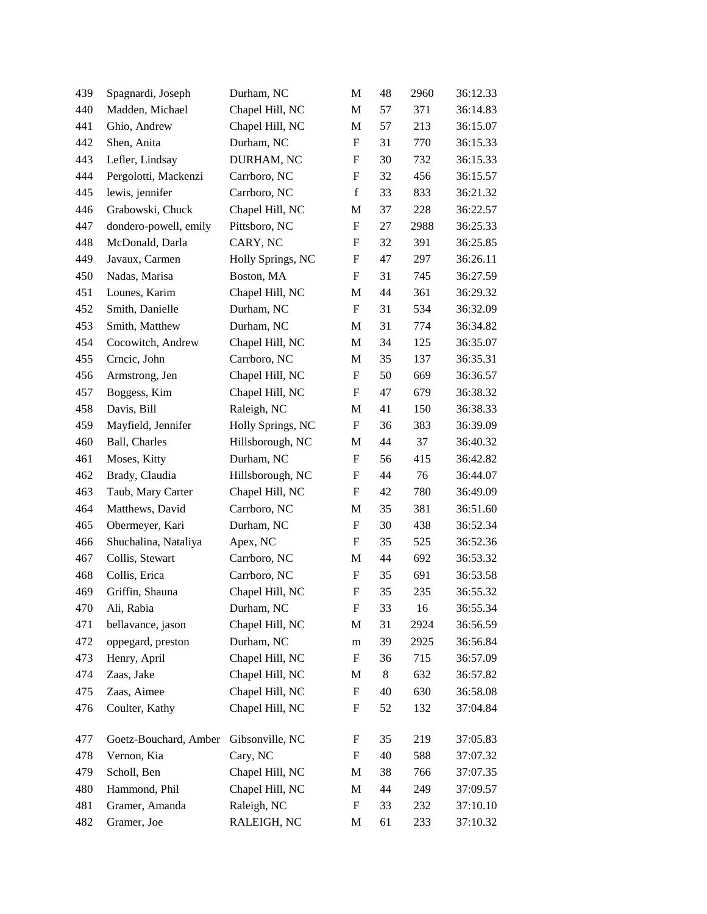| | | | | | | |
|---|---|---|---|---|---|---|
| 439 | Spagnardi, Joseph | Durham, NC | M | 48 | 2960 | 36:12.33 |
| 440 | Madden, Michael | Chapel Hill, NC | M | 57 | 371 | 36:14.83 |
| 441 | Ghio, Andrew | Chapel Hill, NC | M | 57 | 213 | 36:15.07 |
| 442 | Shen, Anita | Durham, NC | F | 31 | 770 | 36:15.33 |
| 443 | Lefler, Lindsay | DURHAM, NC | F | 30 | 732 | 36:15.33 |
| 444 | Pergolotti, Mackenzi | Carrboro, NC | F | 32 | 456 | 36:15.57 |
| 445 | lewis, jennifer | Carrboro, NC | f | 33 | 833 | 36:21.32 |
| 446 | Grabowski, Chuck | Chapel Hill, NC | M | 37 | 228 | 36:22.57 |
| 447 | dondero-powell, emily | Pittsboro, NC | F | 27 | 2988 | 36:25.33 |
| 448 | McDonald, Darla | CARY, NC | F | 32 | 391 | 36:25.85 |
| 449 | Javaux, Carmen | Holly Springs, NC | F | 47 | 297 | 36:26.11 |
| 450 | Nadas, Marisa | Boston, MA | F | 31 | 745 | 36:27.59 |
| 451 | Lounes, Karim | Chapel Hill, NC | M | 44 | 361 | 36:29.32 |
| 452 | Smith, Danielle | Durham, NC | F | 31 | 534 | 36:32.09 |
| 453 | Smith, Matthew | Durham, NC | M | 31 | 774 | 36:34.82 |
| 454 | Cocowitch, Andrew | Chapel Hill, NC | M | 34 | 125 | 36:35.07 |
| 455 | Crncic, John | Carrboro, NC | M | 35 | 137 | 36:35.31 |
| 456 | Armstrong, Jen | Chapel Hill, NC | F | 50 | 669 | 36:36.57 |
| 457 | Boggess, Kim | Chapel Hill, NC | F | 47 | 679 | 36:38.32 |
| 458 | Davis, Bill | Raleigh, NC | M | 41 | 150 | 36:38.33 |
| 459 | Mayfield, Jennifer | Holly Springs, NC | F | 36 | 383 | 36:39.09 |
| 460 | Ball, Charles | Hillsborough, NC | M | 44 | 37 | 36:40.32 |
| 461 | Moses, Kitty | Durham, NC | F | 56 | 415 | 36:42.82 |
| 462 | Brady, Claudia | Hillsborough, NC | F | 44 | 76 | 36:44.07 |
| 463 | Taub, Mary Carter | Chapel Hill, NC | F | 42 | 780 | 36:49.09 |
| 464 | Matthews, David | Carrboro, NC | M | 35 | 381 | 36:51.60 |
| 465 | Obermeyer, Kari | Durham, NC | F | 30 | 438 | 36:52.34 |
| 466 | Shuchalina, Nataliya | Apex, NC | F | 35 | 525 | 36:52.36 |
| 467 | Collis, Stewart | Carrboro, NC | M | 44 | 692 | 36:53.32 |
| 468 | Collis, Erica | Carrboro, NC | F | 35 | 691 | 36:53.58 |
| 469 | Griffin, Shauna | Chapel Hill, NC | F | 35 | 235 | 36:55.32 |
| 470 | Ali, Rabia | Durham, NC | F | 33 | 16 | 36:55.34 |
| 471 | bellavance, jason | Chapel Hill, NC | M | 31 | 2924 | 36:56.59 |
| 472 | oppegard, preston | Durham, NC | m | 39 | 2925 | 36:56.84 |
| 473 | Henry, April | Chapel Hill, NC | F | 36 | 715 | 36:57.09 |
| 474 | Zaas, Jake | Chapel Hill, NC | M | 8 | 632 | 36:57.82 |
| 475 | Zaas, Aimee | Chapel Hill, NC | F | 40 | 630 | 36:58.08 |
| 476 | Coulter, Kathy | Chapel Hill, NC | F | 52 | 132 | 37:04.84 |
| 477 | Goetz-Bouchard, Amber | Gibsonville, NC | F | 35 | 219 | 37:05.83 |
| 478 | Vernon, Kia | Cary, NC | F | 40 | 588 | 37:07.32 |
| 479 | Scholl, Ben | Chapel Hill, NC | M | 38 | 766 | 37:07.35 |
| 480 | Hammond, Phil | Chapel Hill, NC | M | 44 | 249 | 37:09.57 |
| 481 | Gramer, Amanda | Raleigh, NC | F | 33 | 232 | 37:10.10 |
| 482 | Gramer, Joe | RALEIGH, NC | M | 61 | 233 | 37:10.32 |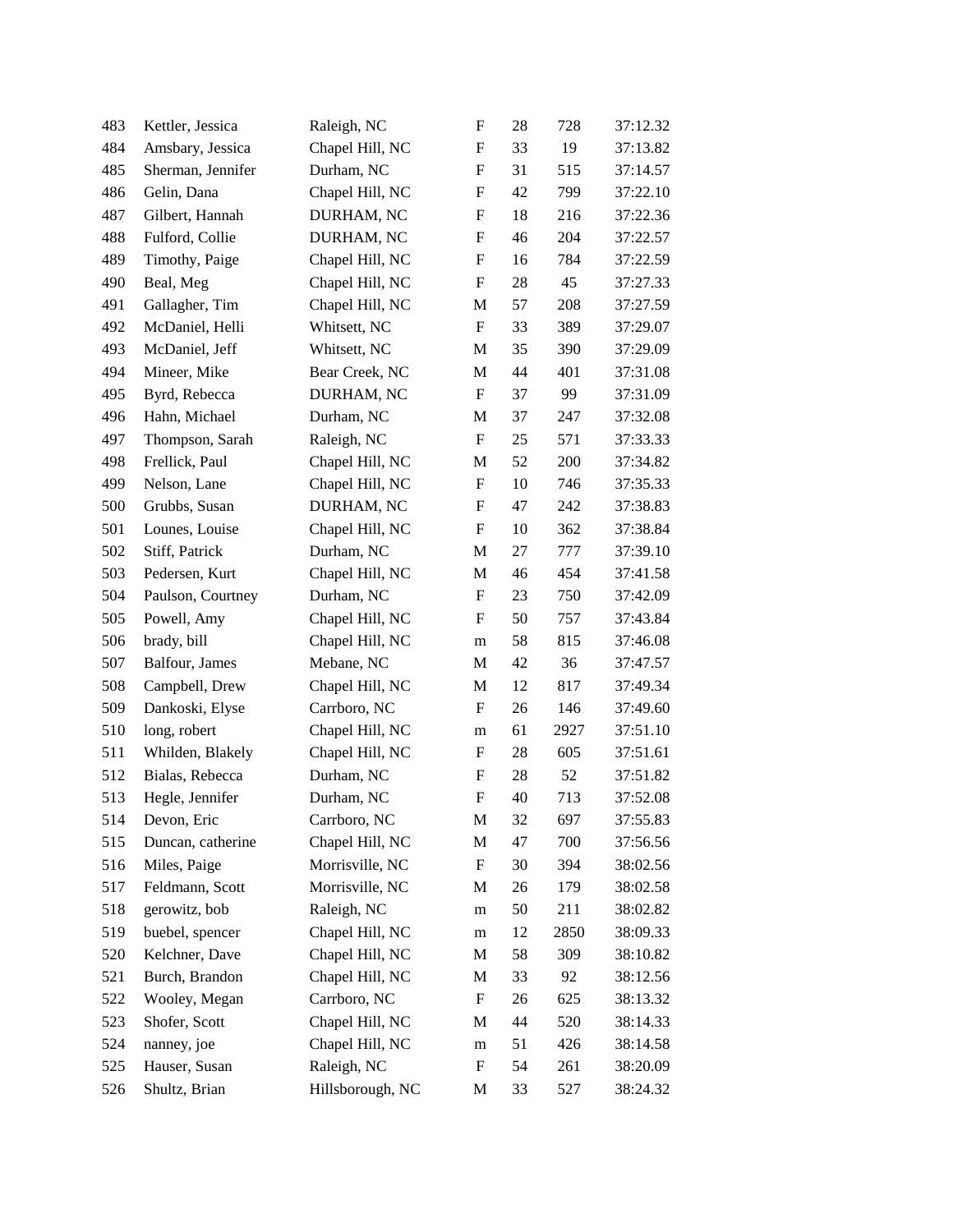| | | | | | | |
|---|---|---|---|---|---|---|
| 483 | Kettler, Jessica | Raleigh, NC | F | 28 | 728 | 37:12.32 |
| 484 | Amsbary, Jessica | Chapel Hill, NC | F | 33 | 19 | 37:13.82 |
| 485 | Sherman, Jennifer | Durham, NC | F | 31 | 515 | 37:14.57 |
| 486 | Gelin, Dana | Chapel Hill, NC | F | 42 | 799 | 37:22.10 |
| 487 | Gilbert, Hannah | DURHAM, NC | F | 18 | 216 | 37:22.36 |
| 488 | Fulford, Collie | DURHAM, NC | F | 46 | 204 | 37:22.57 |
| 489 | Timothy, Paige | Chapel Hill, NC | F | 16 | 784 | 37:22.59 |
| 490 | Beal, Meg | Chapel Hill, NC | F | 28 | 45 | 37:27.33 |
| 491 | Gallagher, Tim | Chapel Hill, NC | M | 57 | 208 | 37:27.59 |
| 492 | McDaniel, Helli | Whitsett, NC | F | 33 | 389 | 37:29.07 |
| 493 | McDaniel, Jeff | Whitsett, NC | M | 35 | 390 | 37:29.09 |
| 494 | Mineer, Mike | Bear Creek, NC | M | 44 | 401 | 37:31.08 |
| 495 | Byrd, Rebecca | DURHAM, NC | F | 37 | 99 | 37:31.09 |
| 496 | Hahn, Michael | Durham, NC | M | 37 | 247 | 37:32.08 |
| 497 | Thompson, Sarah | Raleigh, NC | F | 25 | 571 | 37:33.33 |
| 498 | Frellick, Paul | Chapel Hill, NC | M | 52 | 200 | 37:34.82 |
| 499 | Nelson, Lane | Chapel Hill, NC | F | 10 | 746 | 37:35.33 |
| 500 | Grubbs, Susan | DURHAM, NC | F | 47 | 242 | 37:38.83 |
| 501 | Lounes, Louise | Chapel Hill, NC | F | 10 | 362 | 37:38.84 |
| 502 | Stiff, Patrick | Durham, NC | M | 27 | 777 | 37:39.10 |
| 503 | Pedersen, Kurt | Chapel Hill, NC | M | 46 | 454 | 37:41.58 |
| 504 | Paulson, Courtney | Durham, NC | F | 23 | 750 | 37:42.09 |
| 505 | Powell, Amy | Chapel Hill, NC | F | 50 | 757 | 37:43.84 |
| 506 | brady, bill | Chapel Hill, NC | m | 58 | 815 | 37:46.08 |
| 507 | Balfour, James | Mebane, NC | M | 42 | 36 | 37:47.57 |
| 508 | Campbell, Drew | Chapel Hill, NC | M | 12 | 817 | 37:49.34 |
| 509 | Dankoski, Elyse | Carrboro, NC | F | 26 | 146 | 37:49.60 |
| 510 | long, robert | Chapel Hill, NC | m | 61 | 2927 | 37:51.10 |
| 511 | Whilden, Blakely | Chapel Hill, NC | F | 28 | 605 | 37:51.61 |
| 512 | Bialas, Rebecca | Durham, NC | F | 28 | 52 | 37:51.82 |
| 513 | Hegle, Jennifer | Durham, NC | F | 40 | 713 | 37:52.08 |
| 514 | Devon, Eric | Carrboro, NC | M | 32 | 697 | 37:55.83 |
| 515 | Duncan, catherine | Chapel Hill, NC | M | 47 | 700 | 37:56.56 |
| 516 | Miles, Paige | Morrisville, NC | F | 30 | 394 | 38:02.56 |
| 517 | Feldmann, Scott | Morrisville, NC | M | 26 | 179 | 38:02.58 |
| 518 | gerowitz, bob | Raleigh, NC | m | 50 | 211 | 38:02.82 |
| 519 | buebel, spencer | Chapel Hill, NC | m | 12 | 2850 | 38:09.33 |
| 520 | Kelchner, Dave | Chapel Hill, NC | M | 58 | 309 | 38:10.82 |
| 521 | Burch, Brandon | Chapel Hill, NC | M | 33 | 92 | 38:12.56 |
| 522 | Wooley, Megan | Carrboro, NC | F | 26 | 625 | 38:13.32 |
| 523 | Shofer, Scott | Chapel Hill, NC | M | 44 | 520 | 38:14.33 |
| 524 | nanney, joe | Chapel Hill, NC | m | 51 | 426 | 38:14.58 |
| 525 | Hauser, Susan | Raleigh, NC | F | 54 | 261 | 38:20.09 |
| 526 | Shultz, Brian | Hillsborough, NC | M | 33 | 527 | 38:24.32 |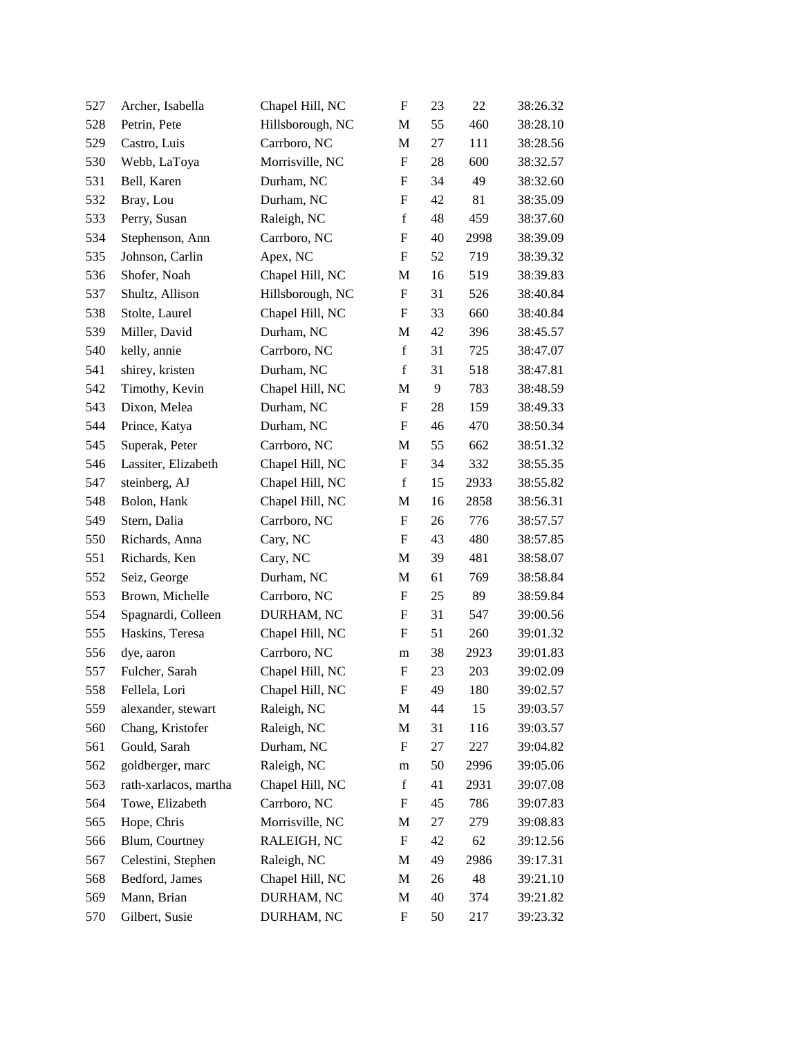| | | | | | | |
|---|---|---|---|---|---|---|
| 527 | Archer, Isabella | Chapel Hill, NC | F | 23 | 22 | 38:26.32 |
| 528 | Petrin, Pete | Hillsborough, NC | M | 55 | 460 | 38:28.10 |
| 529 | Castro, Luis | Carrboro, NC | M | 27 | 111 | 38:28.56 |
| 530 | Webb, LaToya | Morrisville, NC | F | 28 | 600 | 38:32.57 |
| 531 | Bell, Karen | Durham, NC | F | 34 | 49 | 38:32.60 |
| 532 | Bray, Lou | Durham, NC | F | 42 | 81 | 38:35.09 |
| 533 | Perry, Susan | Raleigh, NC | f | 48 | 459 | 38:37.60 |
| 534 | Stephenson, Ann | Carrboro, NC | F | 40 | 2998 | 38:39.09 |
| 535 | Johnson, Carlin | Apex, NC | F | 52 | 719 | 38:39.32 |
| 536 | Shofer, Noah | Chapel Hill, NC | M | 16 | 519 | 38:39.83 |
| 537 | Shultz, Allison | Hillsborough, NC | F | 31 | 526 | 38:40.84 |
| 538 | Stolte, Laurel | Chapel Hill, NC | F | 33 | 660 | 38:40.84 |
| 539 | Miller, David | Durham, NC | M | 42 | 396 | 38:45.57 |
| 540 | kelly, annie | Carrboro, NC | f | 31 | 725 | 38:47.07 |
| 541 | shirey, kristen | Durham, NC | f | 31 | 518 | 38:47.81 |
| 542 | Timothy, Kevin | Chapel Hill, NC | M | 9 | 783 | 38:48.59 |
| 543 | Dixon, Melea | Durham, NC | F | 28 | 159 | 38:49.33 |
| 544 | Prince, Katya | Durham, NC | F | 46 | 470 | 38:50.34 |
| 545 | Superak, Peter | Carrboro, NC | M | 55 | 662 | 38:51.32 |
| 546 | Lassiter, Elizabeth | Chapel Hill, NC | F | 34 | 332 | 38:55.35 |
| 547 | steinberg, AJ | Chapel Hill, NC | f | 15 | 2933 | 38:55.82 |
| 548 | Bolon, Hank | Chapel Hill, NC | M | 16 | 2858 | 38:56.31 |
| 549 | Stern, Dalia | Carrboro, NC | F | 26 | 776 | 38:57.57 |
| 550 | Richards, Anna | Cary, NC | F | 43 | 480 | 38:57.85 |
| 551 | Richards, Ken | Cary, NC | M | 39 | 481 | 38:58.07 |
| 552 | Seiz, George | Durham, NC | M | 61 | 769 | 38:58.84 |
| 553 | Brown, Michelle | Carrboro, NC | F | 25 | 89 | 38:59.84 |
| 554 | Spagnardi, Colleen | DURHAM, NC | F | 31 | 547 | 39:00.56 |
| 555 | Haskins, Teresa | Chapel Hill, NC | F | 51 | 260 | 39:01.32 |
| 556 | dye, aaron | Carrboro, NC | m | 38 | 2923 | 39:01.83 |
| 557 | Fulcher, Sarah | Chapel Hill, NC | F | 23 | 203 | 39:02.09 |
| 558 | Fellela, Lori | Chapel Hill, NC | F | 49 | 180 | 39:02.57 |
| 559 | alexander, stewart | Raleigh, NC | M | 44 | 15 | 39:03.57 |
| 560 | Chang, Kristofer | Raleigh, NC | M | 31 | 116 | 39:03.57 |
| 561 | Gould, Sarah | Durham, NC | F | 27 | 227 | 39:04.82 |
| 562 | goldberger, marc | Raleigh, NC | m | 50 | 2996 | 39:05.06 |
| 563 | rath-xarlacos, martha | Chapel Hill, NC | f | 41 | 2931 | 39:07.08 |
| 564 | Towe, Elizabeth | Carrboro, NC | F | 45 | 786 | 39:07.83 |
| 565 | Hope, Chris | Morrisville, NC | M | 27 | 279 | 39:08.83 |
| 566 | Blum, Courtney | RALEIGH, NC | F | 42 | 62 | 39:12.56 |
| 567 | Celestini, Stephen | Raleigh, NC | M | 49 | 2986 | 39:17.31 |
| 568 | Bedford, James | Chapel Hill, NC | M | 26 | 48 | 39:21.10 |
| 569 | Mann, Brian | DURHAM, NC | M | 40 | 374 | 39:21.82 |
| 570 | Gilbert, Susie | DURHAM, NC | F | 50 | 217 | 39:23.32 |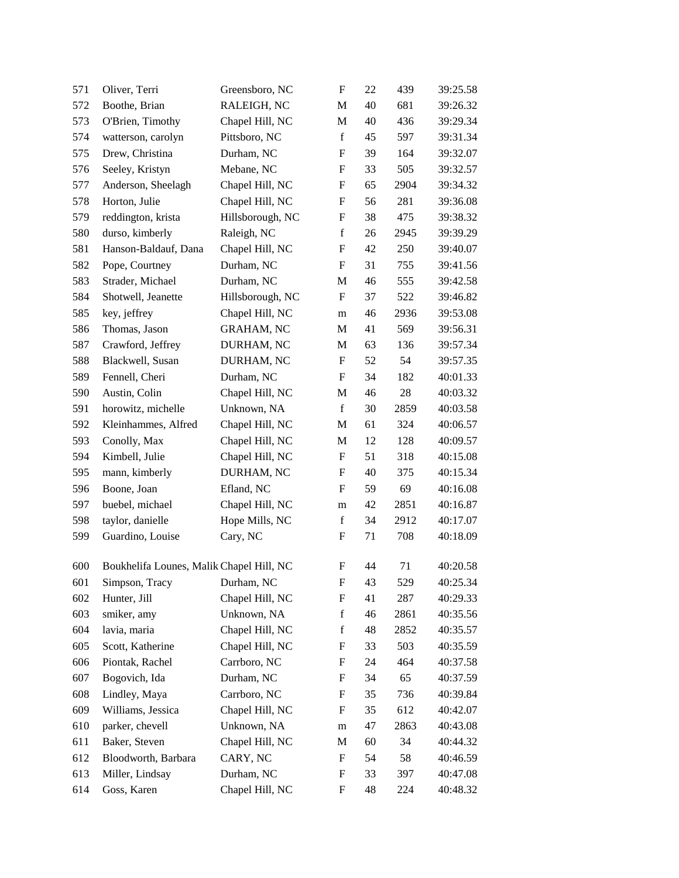| | | | | | | |
|---|---|---|---|---|---|---|
| 571 | Oliver, Terri | Greensboro, NC | F | 22 | 439 | 39:25.58 |
| 572 | Boothe, Brian | RALEIGH, NC | M | 40 | 681 | 39:26.32 |
| 573 | O'Brien, Timothy | Chapel Hill, NC | M | 40 | 436 | 39:29.34 |
| 574 | watterson, carolyn | Pittsboro, NC | f | 45 | 597 | 39:31.34 |
| 575 | Drew, Christina | Durham, NC | F | 39 | 164 | 39:32.07 |
| 576 | Seeley, Kristyn | Mebane, NC | F | 33 | 505 | 39:32.57 |
| 577 | Anderson, Sheelagh | Chapel Hill, NC | F | 65 | 2904 | 39:34.32 |
| 578 | Horton, Julie | Chapel Hill, NC | F | 56 | 281 | 39:36.08 |
| 579 | reddington, krista | Hillsborough, NC | F | 38 | 475 | 39:38.32 |
| 580 | durso, kimberly | Raleigh, NC | f | 26 | 2945 | 39:39.29 |
| 581 | Hanson-Baldauf, Dana | Chapel Hill, NC | F | 42 | 250 | 39:40.07 |
| 582 | Pope, Courtney | Durham, NC | F | 31 | 755 | 39:41.56 |
| 583 | Strader, Michael | Durham, NC | M | 46 | 555 | 39:42.58 |
| 584 | Shotwell, Jeanette | Hillsborough, NC | F | 37 | 522 | 39:46.82 |
| 585 | key, jeffrey | Chapel Hill, NC | m | 46 | 2936 | 39:53.08 |
| 586 | Thomas, Jason | GRAHAM, NC | M | 41 | 569 | 39:56.31 |
| 587 | Crawford, Jeffrey | DURHAM, NC | M | 63 | 136 | 39:57.34 |
| 588 | Blackwell, Susan | DURHAM, NC | F | 52 | 54 | 39:57.35 |
| 589 | Fennell, Cheri | Durham, NC | F | 34 | 182 | 40:01.33 |
| 590 | Austin, Colin | Chapel Hill, NC | M | 46 | 28 | 40:03.32 |
| 591 | horowitz, michelle | Unknown, NA | f | 30 | 2859 | 40:03.58 |
| 592 | Kleinhammes, Alfred | Chapel Hill, NC | M | 61 | 324 | 40:06.57 |
| 593 | Conolly, Max | Chapel Hill, NC | M | 12 | 128 | 40:09.57 |
| 594 | Kimbell, Julie | Chapel Hill, NC | F | 51 | 318 | 40:15.08 |
| 595 | mann, kimberly | DURHAM, NC | F | 40 | 375 | 40:15.34 |
| 596 | Boone, Joan | Efland, NC | F | 59 | 69 | 40:16.08 |
| 597 | buebel, michael | Chapel Hill, NC | m | 42 | 2851 | 40:16.87 |
| 598 | taylor, danielle | Hope Mills, NC | f | 34 | 2912 | 40:17.07 |
| 599 | Guardino, Louise | Cary, NC | F | 71 | 708 | 40:18.09 |
| 600 | Boukhelifa Lounes, Malik | Chapel Hill, NC | F | 44 | 71 | 40:20.58 |
| 601 | Simpson, Tracy | Durham, NC | F | 43 | 529 | 40:25.34 |
| 602 | Hunter, Jill | Chapel Hill, NC | F | 41 | 287 | 40:29.33 |
| 603 | smiker, amy | Unknown, NA | f | 46 | 2861 | 40:35.56 |
| 604 | lavia, maria | Chapel Hill, NC | f | 48 | 2852 | 40:35.57 |
| 605 | Scott, Katherine | Chapel Hill, NC | F | 33 | 503 | 40:35.59 |
| 606 | Piontak, Rachel | Carrboro, NC | F | 24 | 464 | 40:37.58 |
| 607 | Bogovich, Ida | Durham, NC | F | 34 | 65 | 40:37.59 |
| 608 | Lindley, Maya | Carrboro, NC | F | 35 | 736 | 40:39.84 |
| 609 | Williams, Jessica | Chapel Hill, NC | F | 35 | 612 | 40:42.07 |
| 610 | parker, chevell | Unknown, NA | m | 47 | 2863 | 40:43.08 |
| 611 | Baker, Steven | Chapel Hill, NC | M | 60 | 34 | 40:44.32 |
| 612 | Bloodworth, Barbara | CARY, NC | F | 54 | 58 | 40:46.59 |
| 613 | Miller, Lindsay | Durham, NC | F | 33 | 397 | 40:47.08 |
| 614 | Goss, Karen | Chapel Hill, NC | F | 48 | 224 | 40:48.32 |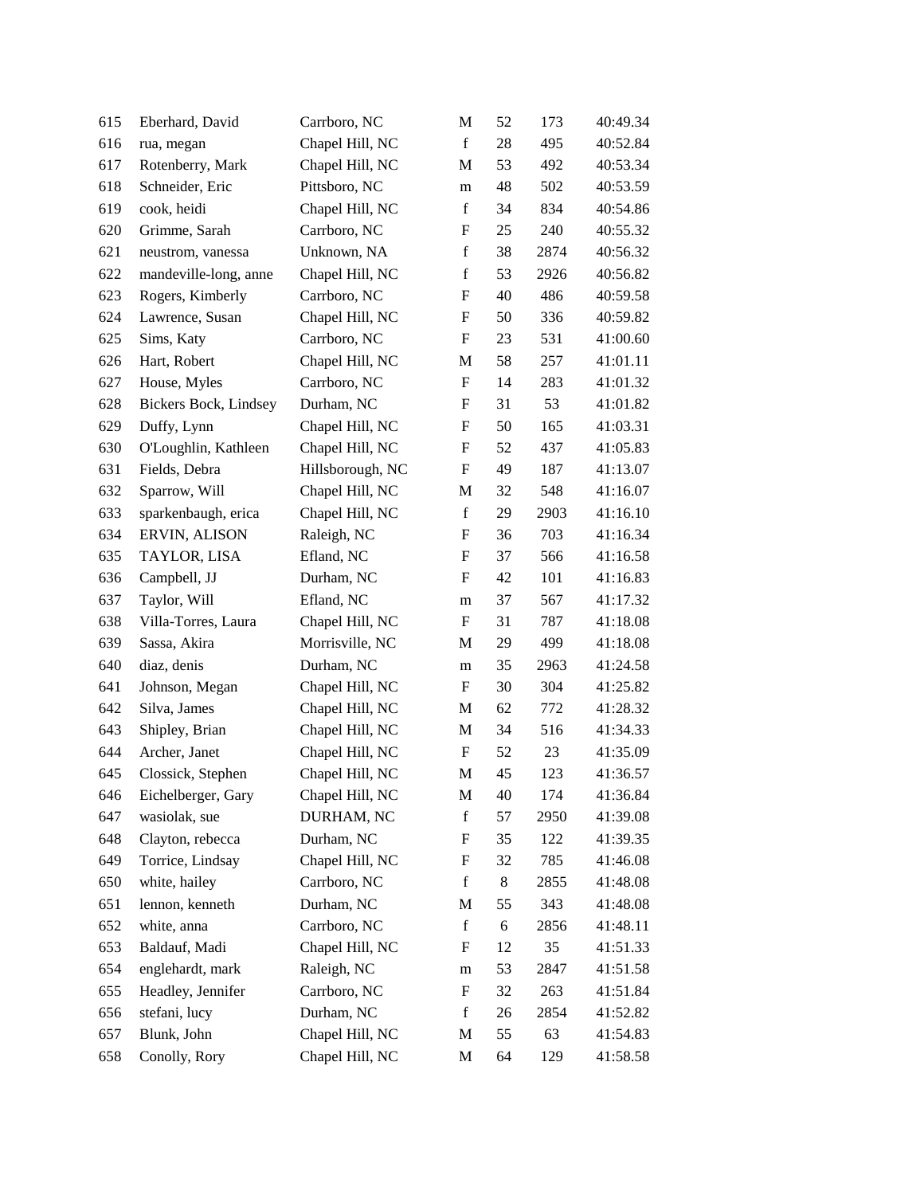| | | | | | | |
|---|---|---|---|---|---|---|
| 615 | Eberhard, David | Carrboro, NC | M | 52 | 173 | 40:49.34 |
| 616 | rua, megan | Chapel Hill, NC | f | 28 | 495 | 40:52.84 |
| 617 | Rotenberry, Mark | Chapel Hill, NC | M | 53 | 492 | 40:53.34 |
| 618 | Schneider, Eric | Pittsboro, NC | m | 48 | 502 | 40:53.59 |
| 619 | cook, heidi | Chapel Hill, NC | f | 34 | 834 | 40:54.86 |
| 620 | Grimme, Sarah | Carrboro, NC | F | 25 | 240 | 40:55.32 |
| 621 | neustrom, vanessa | Unknown, NA | f | 38 | 2874 | 40:56.32 |
| 622 | mandeville-long, anne | Chapel Hill, NC | f | 53 | 2926 | 40:56.82 |
| 623 | Rogers, Kimberly | Carrboro, NC | F | 40 | 486 | 40:59.58 |
| 624 | Lawrence, Susan | Chapel Hill, NC | F | 50 | 336 | 40:59.82 |
| 625 | Sims, Katy | Carrboro, NC | F | 23 | 531 | 41:00.60 |
| 626 | Hart, Robert | Chapel Hill, NC | M | 58 | 257 | 41:01.11 |
| 627 | House, Myles | Carrboro, NC | F | 14 | 283 | 41:01.32 |
| 628 | Bickers Bock, Lindsey | Durham, NC | F | 31 | 53 | 41:01.82 |
| 629 | Duffy, Lynn | Chapel Hill, NC | F | 50 | 165 | 41:03.31 |
| 630 | O'Loughlin, Kathleen | Chapel Hill, NC | F | 52 | 437 | 41:05.83 |
| 631 | Fields, Debra | Hillsborough, NC | F | 49 | 187 | 41:13.07 |
| 632 | Sparrow, Will | Chapel Hill, NC | M | 32 | 548 | 41:16.07 |
| 633 | sparkenbaugh, erica | Chapel Hill, NC | f | 29 | 2903 | 41:16.10 |
| 634 | ERVIN, ALISON | Raleigh, NC | F | 36 | 703 | 41:16.34 |
| 635 | TAYLOR, LISA | Efland, NC | F | 37 | 566 | 41:16.58 |
| 636 | Campbell, JJ | Durham, NC | F | 42 | 101 | 41:16.83 |
| 637 | Taylor, Will | Efland, NC | m | 37 | 567 | 41:17.32 |
| 638 | Villa-Torres, Laura | Chapel Hill, NC | F | 31 | 787 | 41:18.08 |
| 639 | Sassa, Akira | Morrisville, NC | M | 29 | 499 | 41:18.08 |
| 640 | diaz, denis | Durham, NC | m | 35 | 2963 | 41:24.58 |
| 641 | Johnson, Megan | Chapel Hill, NC | F | 30 | 304 | 41:25.82 |
| 642 | Silva, James | Chapel Hill, NC | M | 62 | 772 | 41:28.32 |
| 643 | Shipley, Brian | Chapel Hill, NC | M | 34 | 516 | 41:34.33 |
| 644 | Archer, Janet | Chapel Hill, NC | F | 52 | 23 | 41:35.09 |
| 645 | Clossick, Stephen | Chapel Hill, NC | M | 45 | 123 | 41:36.57 |
| 646 | Eichelberger, Gary | Chapel Hill, NC | M | 40 | 174 | 41:36.84 |
| 647 | wasiolak, sue | DURHAM, NC | f | 57 | 2950 | 41:39.08 |
| 648 | Clayton, rebecca | Durham, NC | F | 35 | 122 | 41:39.35 |
| 649 | Torrice, Lindsay | Chapel Hill, NC | F | 32 | 785 | 41:46.08 |
| 650 | white, hailey | Carrboro, NC | f | 8 | 2855 | 41:48.08 |
| 651 | lennon, kenneth | Durham, NC | M | 55 | 343 | 41:48.08 |
| 652 | white, anna | Carrboro, NC | f | 6 | 2856 | 41:48.11 |
| 653 | Baldauf, Madi | Chapel Hill, NC | F | 12 | 35 | 41:51.33 |
| 654 | englehardt, mark | Raleigh, NC | m | 53 | 2847 | 41:51.58 |
| 655 | Headley, Jennifer | Carrboro, NC | F | 32 | 263 | 41:51.84 |
| 656 | stefani, lucy | Durham, NC | f | 26 | 2854 | 41:52.82 |
| 657 | Blunk, John | Chapel Hill, NC | M | 55 | 63 | 41:54.83 |
| 658 | Conolly, Rory | Chapel Hill, NC | M | 64 | 129 | 41:58.58 |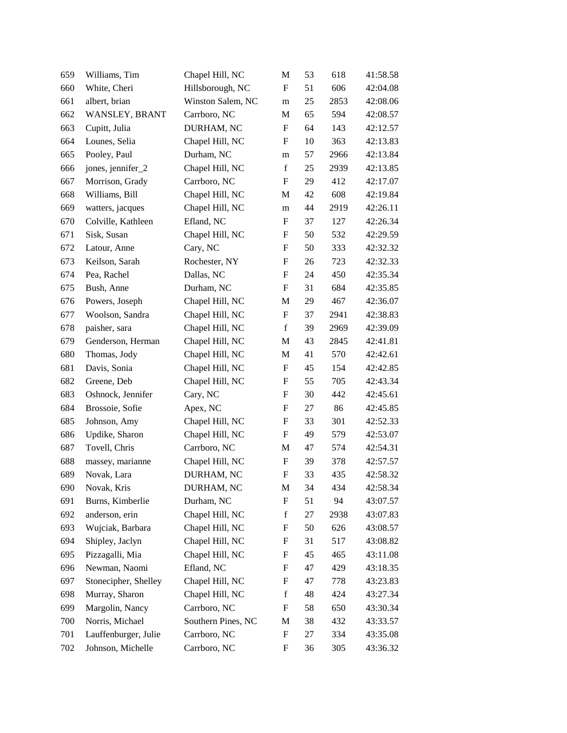| | | | | | | |
|---|---|---|---|---|---|---|
| 659 | Williams, Tim | Chapel Hill, NC | M | 53 | 618 | 41:58.58 |
| 660 | White, Cheri | Hillsborough, NC | F | 51 | 606 | 42:04.08 |
| 661 | albert, brian | Winston Salem, NC | m | 25 | 2853 | 42:08.06 |
| 662 | WANSLEY, BRANT | Carrboro, NC | M | 65 | 594 | 42:08.57 |
| 663 | Cupitt, Julia | DURHAM, NC | F | 64 | 143 | 42:12.57 |
| 664 | Lounes, Selia | Chapel Hill, NC | F | 10 | 363 | 42:13.83 |
| 665 | Pooley, Paul | Durham, NC | m | 57 | 2966 | 42:13.84 |
| 666 | jones, jennifer_2 | Chapel Hill, NC | f | 25 | 2939 | 42:13.85 |
| 667 | Morrison, Grady | Carrboro, NC | F | 29 | 412 | 42:17.07 |
| 668 | Williams, Bill | Chapel Hill, NC | M | 42 | 608 | 42:19.84 |
| 669 | watters, jacques | Chapel Hill, NC | m | 44 | 2919 | 42:26.11 |
| 670 | Colville, Kathleen | Efland, NC | F | 37 | 127 | 42:26.34 |
| 671 | Sisk, Susan | Chapel Hill, NC | F | 50 | 532 | 42:29.59 |
| 672 | Latour, Anne | Cary, NC | F | 50 | 333 | 42:32.32 |
| 673 | Keilson, Sarah | Rochester, NY | F | 26 | 723 | 42:32.33 |
| 674 | Pea, Rachel | Dallas, NC | F | 24 | 450 | 42:35.34 |
| 675 | Bush, Anne | Durham, NC | F | 31 | 684 | 42:35.85 |
| 676 | Powers, Joseph | Chapel Hill, NC | M | 29 | 467 | 42:36.07 |
| 677 | Woolson, Sandra | Chapel Hill, NC | F | 37 | 2941 | 42:38.83 |
| 678 | paisher, sara | Chapel Hill, NC | f | 39 | 2969 | 42:39.09 |
| 679 | Genderson, Herman | Chapel Hill, NC | M | 43 | 2845 | 42:41.81 |
| 680 | Thomas, Jody | Chapel Hill, NC | M | 41 | 570 | 42:42.61 |
| 681 | Davis, Sonia | Chapel Hill, NC | F | 45 | 154 | 42:42.85 |
| 682 | Greene, Deb | Chapel Hill, NC | F | 55 | 705 | 42:43.34 |
| 683 | Oshnock, Jennifer | Cary, NC | F | 30 | 442 | 42:45.61 |
| 684 | Brossoie, Sofie | Apex, NC | F | 27 | 86 | 42:45.85 |
| 685 | Johnson, Amy | Chapel Hill, NC | F | 33 | 301 | 42:52.33 |
| 686 | Updike, Sharon | Chapel Hill, NC | F | 49 | 579 | 42:53.07 |
| 687 | Tovell, Chris | Carrboro, NC | M | 47 | 574 | 42:54.31 |
| 688 | massey, marianne | Chapel Hill, NC | F | 39 | 378 | 42:57.57 |
| 689 | Novak, Lara | DURHAM, NC | F | 33 | 435 | 42:58.32 |
| 690 | Novak, Kris | DURHAM, NC | M | 34 | 434 | 42:58.34 |
| 691 | Burns, Kimberlie | Durham, NC | F | 51 | 94 | 43:07.57 |
| 692 | anderson, erin | Chapel Hill, NC | f | 27 | 2938 | 43:07.83 |
| 693 | Wujciak, Barbara | Chapel Hill, NC | F | 50 | 626 | 43:08.57 |
| 694 | Shipley, Jaclyn | Chapel Hill, NC | F | 31 | 517 | 43:08.82 |
| 695 | Pizzagalli, Mia | Chapel Hill, NC | F | 45 | 465 | 43:11.08 |
| 696 | Newman, Naomi | Efland, NC | F | 47 | 429 | 43:18.35 |
| 697 | Stonecipher, Shelley | Chapel Hill, NC | F | 47 | 778 | 43:23.83 |
| 698 | Murray, Sharon | Chapel Hill, NC | f | 48 | 424 | 43:27.34 |
| 699 | Margolin, Nancy | Carrboro, NC | F | 58 | 650 | 43:30.34 |
| 700 | Norris, Michael | Southern Pines, NC | M | 38 | 432 | 43:33.57 |
| 701 | Lauffenburger, Julie | Carrboro, NC | F | 27 | 334 | 43:35.08 |
| 702 | Johnson, Michelle | Carrboro, NC | F | 36 | 305 | 43:36.32 |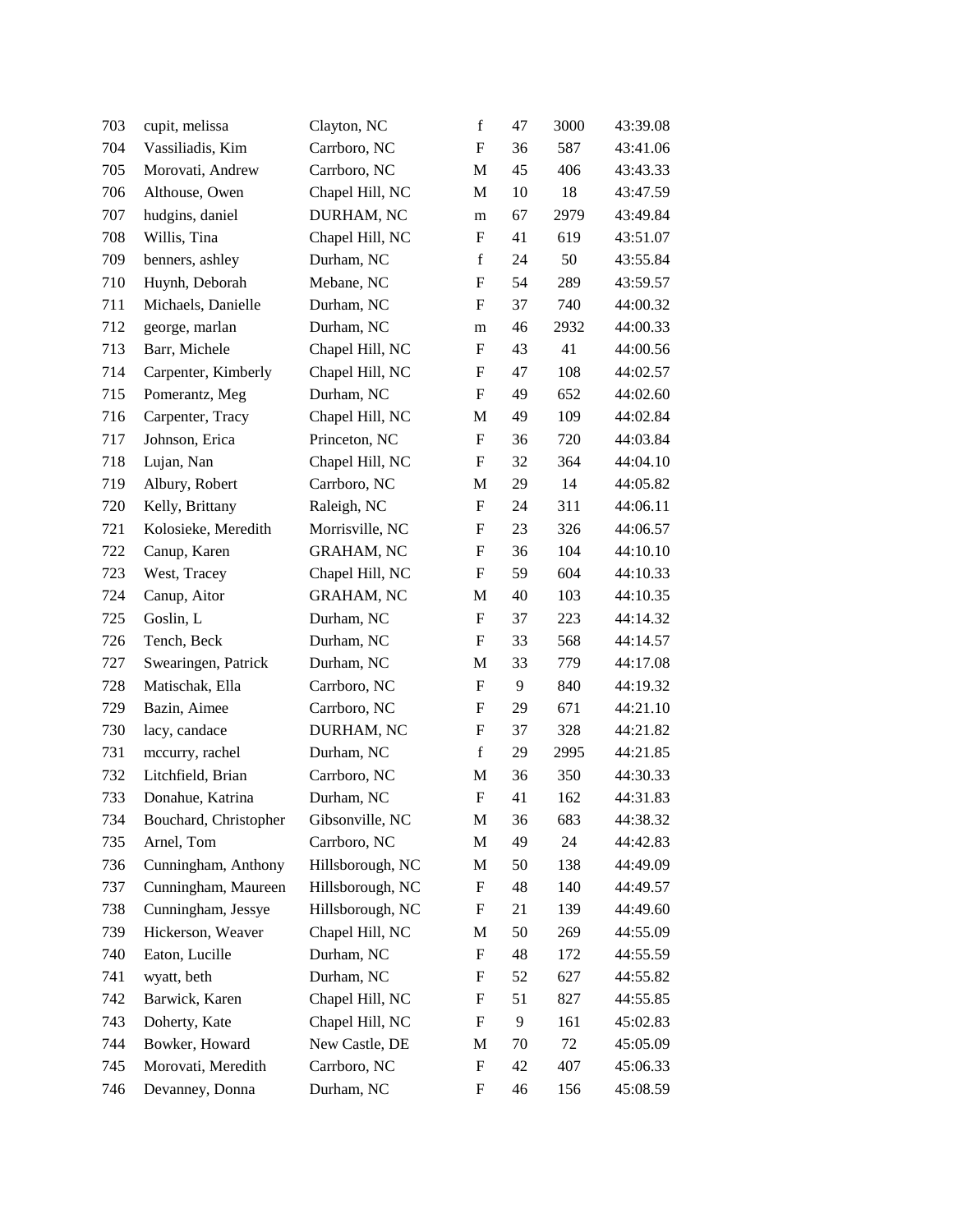| | | | | | | |
|---|---|---|---|---|---|---|
| 703 | cupit, melissa | Clayton, NC | f | 47 | 3000 | 43:39.08 |
| 704 | Vassiliadis, Kim | Carrboro, NC | F | 36 | 587 | 43:41.06 |
| 705 | Morovati, Andrew | Carrboro, NC | M | 45 | 406 | 43:43.33 |
| 706 | Althouse, Owen | Chapel Hill, NC | M | 10 | 18 | 43:47.59 |
| 707 | hudgins, daniel | DURHAM, NC | m | 67 | 2979 | 43:49.84 |
| 708 | Willis, Tina | Chapel Hill, NC | F | 41 | 619 | 43:51.07 |
| 709 | benners, ashley | Durham, NC | f | 24 | 50 | 43:55.84 |
| 710 | Huynh, Deborah | Mebane, NC | F | 54 | 289 | 43:59.57 |
| 711 | Michaels, Danielle | Durham, NC | F | 37 | 740 | 44:00.32 |
| 712 | george, marlan | Durham, NC | m | 46 | 2932 | 44:00.33 |
| 713 | Barr, Michele | Chapel Hill, NC | F | 43 | 41 | 44:00.56 |
| 714 | Carpenter, Kimberly | Chapel Hill, NC | F | 47 | 108 | 44:02.57 |
| 715 | Pomerantz, Meg | Durham, NC | F | 49 | 652 | 44:02.60 |
| 716 | Carpenter, Tracy | Chapel Hill, NC | M | 49 | 109 | 44:02.84 |
| 717 | Johnson, Erica | Princeton, NC | F | 36 | 720 | 44:03.84 |
| 718 | Lujan, Nan | Chapel Hill, NC | F | 32 | 364 | 44:04.10 |
| 719 | Albury, Robert | Carrboro, NC | M | 29 | 14 | 44:05.82 |
| 720 | Kelly, Brittany | Raleigh, NC | F | 24 | 311 | 44:06.11 |
| 721 | Kolosieke, Meredith | Morrisville, NC | F | 23 | 326 | 44:06.57 |
| 722 | Canup, Karen | GRAHAM, NC | F | 36 | 104 | 44:10.10 |
| 723 | West, Tracey | Chapel Hill, NC | F | 59 | 604 | 44:10.33 |
| 724 | Canup, Aitor | GRAHAM, NC | M | 40 | 103 | 44:10.35 |
| 725 | Goslin, L | Durham, NC | F | 37 | 223 | 44:14.32 |
| 726 | Tench, Beck | Durham, NC | F | 33 | 568 | 44:14.57 |
| 727 | Swearingen, Patrick | Durham, NC | M | 33 | 779 | 44:17.08 |
| 728 | Matischak, Ella | Carrboro, NC | F | 9 | 840 | 44:19.32 |
| 729 | Bazin, Aimee | Carrboro, NC | F | 29 | 671 | 44:21.10 |
| 730 | lacy, candace | DURHAM, NC | F | 37 | 328 | 44:21.82 |
| 731 | mccurry, rachel | Durham, NC | f | 29 | 2995 | 44:21.85 |
| 732 | Litchfield, Brian | Carrboro, NC | M | 36 | 350 | 44:30.33 |
| 733 | Donahue, Katrina | Durham, NC | F | 41 | 162 | 44:31.83 |
| 734 | Bouchard, Christopher | Gibsonville, NC | M | 36 | 683 | 44:38.32 |
| 735 | Arnel, Tom | Carrboro, NC | M | 49 | 24 | 44:42.83 |
| 736 | Cunningham, Anthony | Hillsborough, NC | M | 50 | 138 | 44:49.09 |
| 737 | Cunningham, Maureen | Hillsborough, NC | F | 48 | 140 | 44:49.57 |
| 738 | Cunningham, Jessye | Hillsborough, NC | F | 21 | 139 | 44:49.60 |
| 739 | Hickerson, Weaver | Chapel Hill, NC | M | 50 | 269 | 44:55.09 |
| 740 | Eaton, Lucille | Durham, NC | F | 48 | 172 | 44:55.59 |
| 741 | wyatt, beth | Durham, NC | F | 52 | 627 | 44:55.82 |
| 742 | Barwick, Karen | Chapel Hill, NC | F | 51 | 827 | 44:55.85 |
| 743 | Doherty, Kate | Chapel Hill, NC | F | 9 | 161 | 45:02.83 |
| 744 | Bowker, Howard | New Castle, DE | M | 70 | 72 | 45:05.09 |
| 745 | Morovati, Meredith | Carrboro, NC | F | 42 | 407 | 45:06.33 |
| 746 | Devanney, Donna | Durham, NC | F | 46 | 156 | 45:08.59 |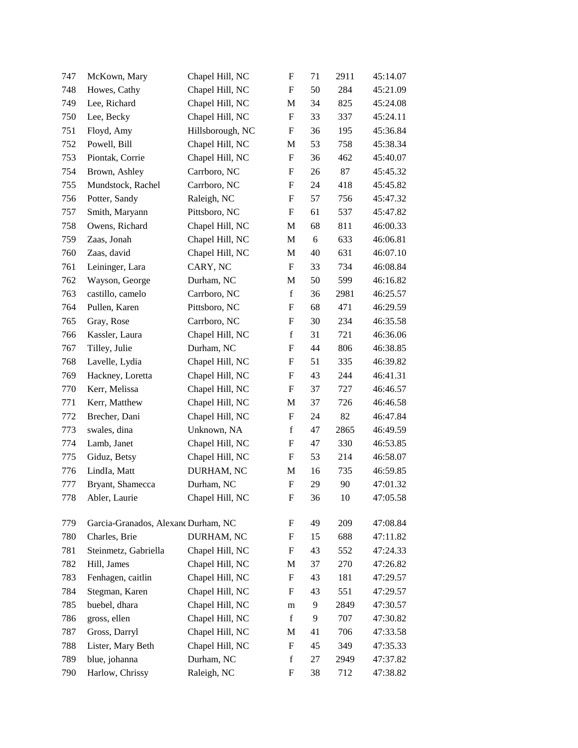| | | | | | | |
|---|---|---|---|---|---|---|
| 747 | McKown, Mary | Chapel Hill, NC | F | 71 | 2911 | 45:14.07 |
| 748 | Howes, Cathy | Chapel Hill, NC | F | 50 | 284 | 45:21.09 |
| 749 | Lee, Richard | Chapel Hill, NC | M | 34 | 825 | 45:24.08 |
| 750 | Lee, Becky | Chapel Hill, NC | F | 33 | 337 | 45:24.11 |
| 751 | Floyd, Amy | Hillsborough, NC | F | 36 | 195 | 45:36.84 |
| 752 | Powell, Bill | Chapel Hill, NC | M | 53 | 758 | 45:38.34 |
| 753 | Piontak, Corrie | Chapel Hill, NC | F | 36 | 462 | 45:40.07 |
| 754 | Brown, Ashley | Carrboro, NC | F | 26 | 87 | 45:45.32 |
| 755 | Mundstock, Rachel | Carrboro, NC | F | 24 | 418 | 45:45.82 |
| 756 | Potter, Sandy | Raleigh, NC | F | 57 | 756 | 45:47.32 |
| 757 | Smith, Maryann | Pittsboro, NC | F | 61 | 537 | 45:47.82 |
| 758 | Owens, Richard | Chapel Hill, NC | M | 68 | 811 | 46:00.33 |
| 759 | Zaas, Jonah | Chapel Hill, NC | M | 6 | 633 | 46:06.81 |
| 760 | Zaas, david | Chapel Hill, NC | M | 40 | 631 | 46:07.10 |
| 761 | Leininger, Lara | CARY, NC | F | 33 | 734 | 46:08.84 |
| 762 | Wayson, George | Durham, NC | M | 50 | 599 | 46:16.82 |
| 763 | castillo, camelo | Carrboro, NC | f | 36 | 2981 | 46:25.57 |
| 764 | Pullen, Karen | Pittsboro, NC | F | 68 | 471 | 46:29.59 |
| 765 | Gray, Rose | Carrboro, NC | F | 30 | 234 | 46:35.58 |
| 766 | Kassler, Laura | Chapel Hill, NC | f | 31 | 721 | 46:36.06 |
| 767 | Tilley, Julie | Durham, NC | F | 44 | 806 | 46:38.85 |
| 768 | Lavelle, Lydia | Chapel Hill, NC | F | 51 | 335 | 46:39.82 |
| 769 | Hackney, Loretta | Chapel Hill, NC | F | 43 | 244 | 46:41.31 |
| 770 | Kerr, Melissa | Chapel Hill, NC | F | 37 | 727 | 46:46.57 |
| 771 | Kerr, Matthew | Chapel Hill, NC | M | 37 | 726 | 46:46.58 |
| 772 | Brecher, Dani | Chapel Hill, NC | F | 24 | 82 | 46:47.84 |
| 773 | swales, dina | Unknown, NA | f | 47 | 2865 | 46:49.59 |
| 774 | Lamb, Janet | Chapel Hill, NC | F | 47 | 330 | 46:53.85 |
| 775 | Giduz, Betsy | Chapel Hill, NC | F | 53 | 214 | 46:58.07 |
| 776 | LindIa, Matt | DURHAM, NC | M | 16 | 735 | 46:59.85 |
| 777 | Bryant, Shamecca | Durham, NC | F | 29 | 90 | 47:01.32 |
| 778 | Abler, Laurie | Chapel Hill, NC | F | 36 | 10 | 47:05.58 |
| 779 | Garcia-Granados, Alexand | Durham, NC | F | 49 | 209 | 47:08.84 |
| 780 | Charles, Brie | DURHAM, NC | F | 15 | 688 | 47:11.82 |
| 781 | Steinmetz, Gabriella | Chapel Hill, NC | F | 43 | 552 | 47:24.33 |
| 782 | Hill, James | Chapel Hill, NC | M | 37 | 270 | 47:26.82 |
| 783 | Fenhagen, caitlin | Chapel Hill, NC | F | 43 | 181 | 47:29.57 |
| 784 | Stegman, Karen | Chapel Hill, NC | F | 43 | 551 | 47:29.57 |
| 785 | buebel, dhara | Chapel Hill, NC | m | 9 | 2849 | 47:30.57 |
| 786 | gross, ellen | Chapel Hill, NC | f | 9 | 707 | 47:30.82 |
| 787 | Gross, Darryl | Chapel Hill, NC | M | 41 | 706 | 47:33.58 |
| 788 | Lister, Mary Beth | Chapel Hill, NC | F | 45 | 349 | 47:35.33 |
| 789 | blue, johanna | Durham, NC | f | 27 | 2949 | 47:37.82 |
| 790 | Harlow, Chrissy | Raleigh, NC | F | 38 | 712 | 47:38.82 |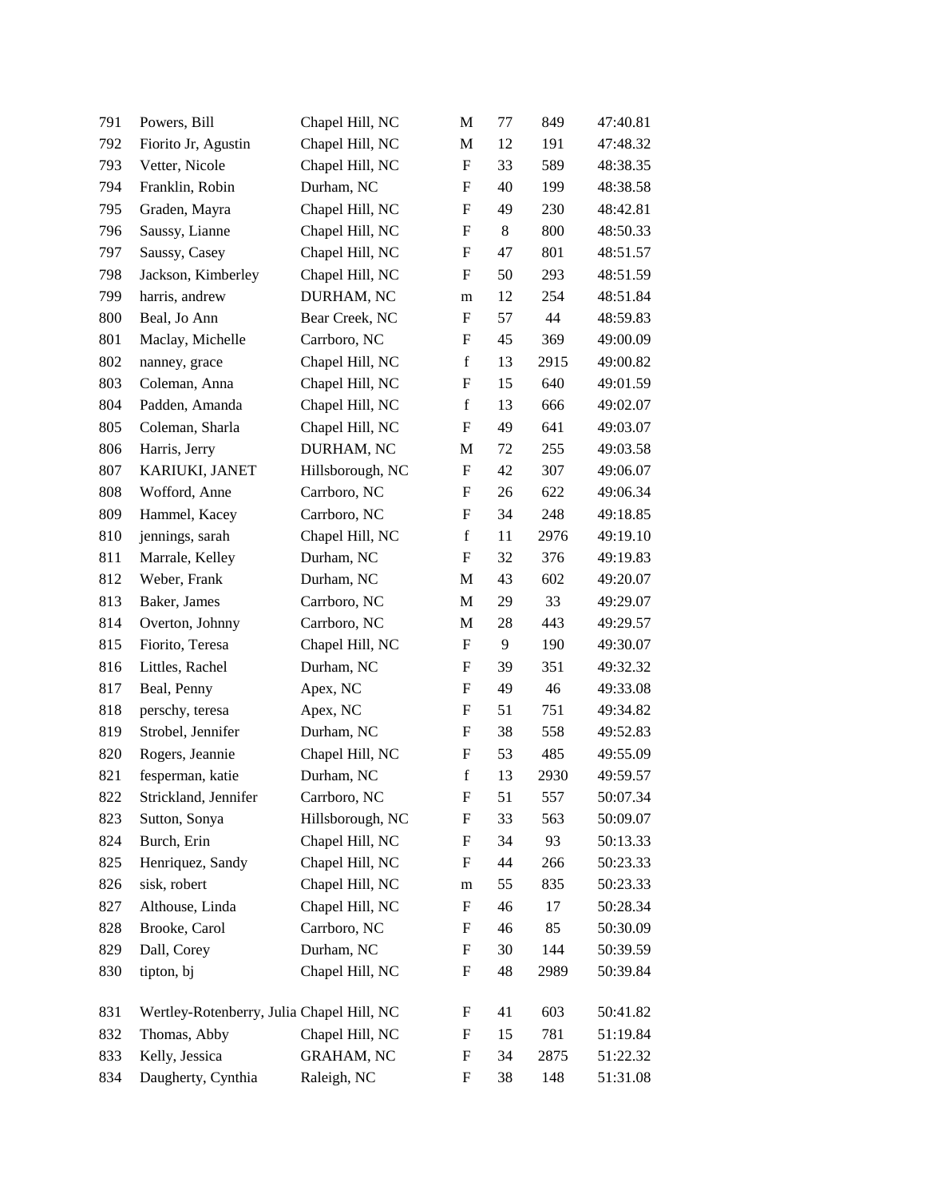| | | | | | | |
|---|---|---|---|---|---|---|
| 791 | Powers, Bill | Chapel Hill, NC | M | 77 | 849 | 47:40.81 |
| 792 | Fiorito Jr, Agustin | Chapel Hill, NC | M | 12 | 191 | 47:48.32 |
| 793 | Vetter, Nicole | Chapel Hill, NC | F | 33 | 589 | 48:38.35 |
| 794 | Franklin, Robin | Durham, NC | F | 40 | 199 | 48:38.58 |
| 795 | Graden, Mayra | Chapel Hill, NC | F | 49 | 230 | 48:42.81 |
| 796 | Saussy, Lianne | Chapel Hill, NC | F | 8 | 800 | 48:50.33 |
| 797 | Saussy, Casey | Chapel Hill, NC | F | 47 | 801 | 48:51.57 |
| 798 | Jackson, Kimberley | Chapel Hill, NC | F | 50 | 293 | 48:51.59 |
| 799 | harris, andrew | DURHAM, NC | m | 12 | 254 | 48:51.84 |
| 800 | Beal, Jo Ann | Bear Creek, NC | F | 57 | 44 | 48:59.83 |
| 801 | Maclay, Michelle | Carrboro, NC | F | 45 | 369 | 49:00.09 |
| 802 | nanney, grace | Chapel Hill, NC | f | 13 | 2915 | 49:00.82 |
| 803 | Coleman, Anna | Chapel Hill, NC | F | 15 | 640 | 49:01.59 |
| 804 | Padden, Amanda | Chapel Hill, NC | f | 13 | 666 | 49:02.07 |
| 805 | Coleman, Sharla | Chapel Hill, NC | F | 49 | 641 | 49:03.07 |
| 806 | Harris, Jerry | DURHAM, NC | M | 72 | 255 | 49:03.58 |
| 807 | KARIUKI, JANET | Hillsborough, NC | F | 42 | 307 | 49:06.07 |
| 808 | Wofford, Anne | Carrboro, NC | F | 26 | 622 | 49:06.34 |
| 809 | Hammel, Kacey | Carrboro, NC | F | 34 | 248 | 49:18.85 |
| 810 | jennings, sarah | Chapel Hill, NC | f | 11 | 2976 | 49:19.10 |
| 811 | Marrale, Kelley | Durham, NC | F | 32 | 376 | 49:19.83 |
| 812 | Weber, Frank | Durham, NC | M | 43 | 602 | 49:20.07 |
| 813 | Baker, James | Carrboro, NC | M | 29 | 33 | 49:29.07 |
| 814 | Overton, Johnny | Carrboro, NC | M | 28 | 443 | 49:29.57 |
| 815 | Fiorito, Teresa | Chapel Hill, NC | F | 9 | 190 | 49:30.07 |
| 816 | Littles, Rachel | Durham, NC | F | 39 | 351 | 49:32.32 |
| 817 | Beal, Penny | Apex, NC | F | 49 | 46 | 49:33.08 |
| 818 | perschy, teresa | Apex, NC | F | 51 | 751 | 49:34.82 |
| 819 | Strobel, Jennifer | Durham, NC | F | 38 | 558 | 49:52.83 |
| 820 | Rogers, Jeannie | Chapel Hill, NC | F | 53 | 485 | 49:55.09 |
| 821 | fesperman, katie | Durham, NC | f | 13 | 2930 | 49:59.57 |
| 822 | Strickland, Jennifer | Carrboro, NC | F | 51 | 557 | 50:07.34 |
| 823 | Sutton, Sonya | Hillsborough, NC | F | 33 | 563 | 50:09.07 |
| 824 | Burch, Erin | Chapel Hill, NC | F | 34 | 93 | 50:13.33 |
| 825 | Henriquez, Sandy | Chapel Hill, NC | F | 44 | 266 | 50:23.33 |
| 826 | sisk, robert | Chapel Hill, NC | m | 55 | 835 | 50:23.33 |
| 827 | Althouse, Linda | Chapel Hill, NC | F | 46 | 17 | 50:28.34 |
| 828 | Brooke, Carol | Carrboro, NC | F | 46 | 85 | 50:30.09 |
| 829 | Dall, Corey | Durham, NC | F | 30 | 144 | 50:39.59 |
| 830 | tipton, bj | Chapel Hill, NC | F | 48 | 2989 | 50:39.84 |
| 831 | Wertley-Rotenberry, Julia | Chapel Hill, NC | F | 41 | 603 | 50:41.82 |
| 832 | Thomas, Abby | Chapel Hill, NC | F | 15 | 781 | 51:19.84 |
| 833 | Kelly, Jessica | GRAHAM, NC | F | 34 | 2875 | 51:22.32 |
| 834 | Daugherty, Cynthia | Raleigh, NC | F | 38 | 148 | 51:31.08 |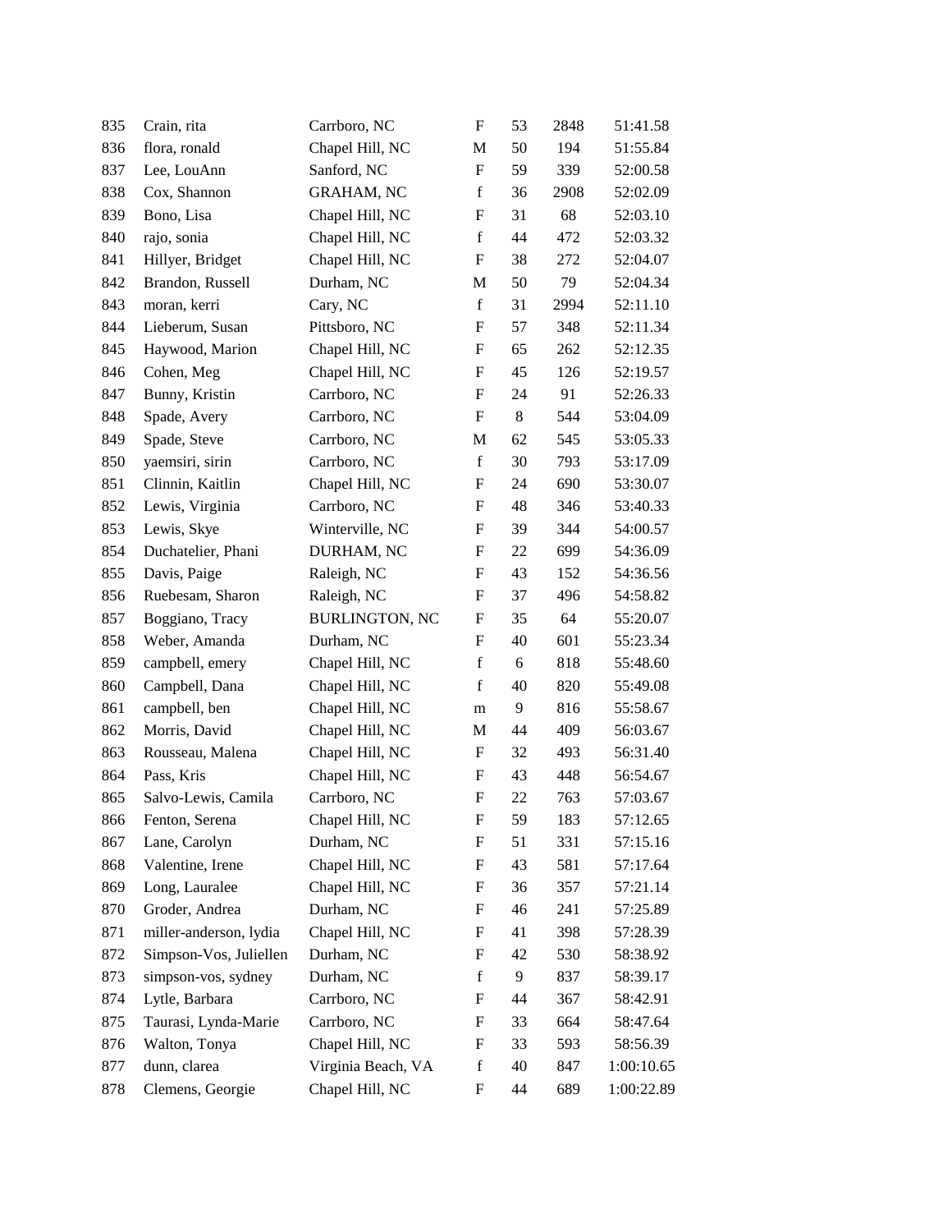| | | | | | | |
|---|---|---|---|---|---|---|
| 835 | Crain, rita | Carrboro, NC | F | 53 | 2848 | 51:41.58 |
| 836 | flora, ronald | Chapel Hill, NC | M | 50 | 194 | 51:55.84 |
| 837 | Lee, LouAnn | Sanford, NC | F | 59 | 339 | 52:00.58 |
| 838 | Cox, Shannon | GRAHAM, NC | f | 36 | 2908 | 52:02.09 |
| 839 | Bono, Lisa | Chapel Hill, NC | F | 31 | 68 | 52:03.10 |
| 840 | rajo, sonia | Chapel Hill, NC | f | 44 | 472 | 52:03.32 |
| 841 | Hillyer, Bridget | Chapel Hill, NC | F | 38 | 272 | 52:04.07 |
| 842 | Brandon, Russell | Durham, NC | M | 50 | 79 | 52:04.34 |
| 843 | moran, kerri | Cary, NC | f | 31 | 2994 | 52:11.10 |
| 844 | Lieberum, Susan | Pittsboro, NC | F | 57 | 348 | 52:11.34 |
| 845 | Haywood, Marion | Chapel Hill, NC | F | 65 | 262 | 52:12.35 |
| 846 | Cohen, Meg | Chapel Hill, NC | F | 45 | 126 | 52:19.57 |
| 847 | Bunny, Kristin | Carrboro, NC | F | 24 | 91 | 52:26.33 |
| 848 | Spade, Avery | Carrboro, NC | F | 8 | 544 | 53:04.09 |
| 849 | Spade, Steve | Carrboro, NC | M | 62 | 545 | 53:05.33 |
| 850 | yaemsiri, sirin | Carrboro, NC | f | 30 | 793 | 53:17.09 |
| 851 | Clinnin, Kaitlin | Chapel Hill, NC | F | 24 | 690 | 53:30.07 |
| 852 | Lewis, Virginia | Carrboro, NC | F | 48 | 346 | 53:40.33 |
| 853 | Lewis, Skye | Winterville, NC | F | 39 | 344 | 54:00.57 |
| 854 | Duchatelier, Phani | DURHAM, NC | F | 22 | 699 | 54:36.09 |
| 855 | Davis, Paige | Raleigh, NC | F | 43 | 152 | 54:36.56 |
| 856 | Ruebesam, Sharon | Raleigh, NC | F | 37 | 496 | 54:58.82 |
| 857 | Boggiano, Tracy | BURLINGTON, NC | F | 35 | 64 | 55:20.07 |
| 858 | Weber, Amanda | Durham, NC | F | 40 | 601 | 55:23.34 |
| 859 | campbell, emery | Chapel Hill, NC | f | 6 | 818 | 55:48.60 |
| 860 | Campbell, Dana | Chapel Hill, NC | f | 40 | 820 | 55:49.08 |
| 861 | campbell, ben | Chapel Hill, NC | m | 9 | 816 | 55:58.67 |
| 862 | Morris, David | Chapel Hill, NC | M | 44 | 409 | 56:03.67 |
| 863 | Rousseau, Malena | Chapel Hill, NC | F | 32 | 493 | 56:31.40 |
| 864 | Pass, Kris | Chapel Hill, NC | F | 43 | 448 | 56:54.67 |
| 865 | Salvo-Lewis, Camila | Carrboro, NC | F | 22 | 763 | 57:03.67 |
| 866 | Fenton, Serena | Chapel Hill, NC | F | 59 | 183 | 57:12.65 |
| 867 | Lane, Carolyn | Durham, NC | F | 51 | 331 | 57:15.16 |
| 868 | Valentine, Irene | Chapel Hill, NC | F | 43 | 581 | 57:17.64 |
| 869 | Long, Lauralee | Chapel Hill, NC | F | 36 | 357 | 57:21.14 |
| 870 | Groder, Andrea | Durham, NC | F | 46 | 241 | 57:25.89 |
| 871 | miller-anderson, lydia | Chapel Hill, NC | F | 41 | 398 | 57:28.39 |
| 872 | Simpson-Vos, Juliellen | Durham, NC | F | 42 | 530 | 58:38.92 |
| 873 | simpson-vos, sydney | Durham, NC | f | 9 | 837 | 58:39.17 |
| 874 | Lytle, Barbara | Carrboro, NC | F | 44 | 367 | 58:42.91 |
| 875 | Taurasi, Lynda-Marie | Carrboro, NC | F | 33 | 664 | 58:47.64 |
| 876 | Walton, Tonya | Chapel Hill, NC | F | 33 | 593 | 58:56.39 |
| 877 | dunn, clarea | Virginia Beach, VA | f | 40 | 847 | 1:00:10.65 |
| 878 | Clemens, Georgie | Chapel Hill, NC | F | 44 | 689 | 1:00:22.89 |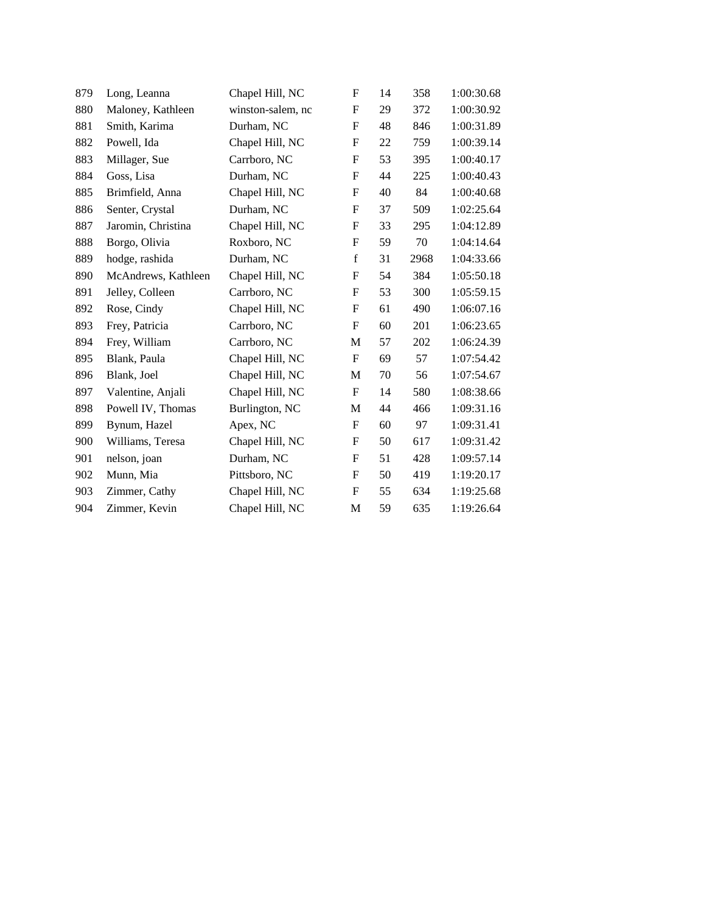| | | | | | | |
|---|---|---|---|---|---|---|
| 879 | Long, Leanna | Chapel Hill, NC | F | 14 | 358 | 1:00:30.68 |
| 880 | Maloney, Kathleen | winston-salem, nc | F | 29 | 372 | 1:00:30.92 |
| 881 | Smith, Karima | Durham, NC | F | 48 | 846 | 1:00:31.89 |
| 882 | Powell, Ida | Chapel Hill, NC | F | 22 | 759 | 1:00:39.14 |
| 883 | Millager, Sue | Carrboro, NC | F | 53 | 395 | 1:00:40.17 |
| 884 | Goss, Lisa | Durham, NC | F | 44 | 225 | 1:00:40.43 |
| 885 | Brimfield, Anna | Chapel Hill, NC | F | 40 | 84 | 1:00:40.68 |
| 886 | Senter, Crystal | Durham, NC | F | 37 | 509 | 1:02:25.64 |
| 887 | Jaromin, Christina | Chapel Hill, NC | F | 33 | 295 | 1:04:12.89 |
| 888 | Borgo, Olivia | Roxboro, NC | F | 59 | 70 | 1:04:14.64 |
| 889 | hodge, rashida | Durham, NC | f | 31 | 2968 | 1:04:33.66 |
| 890 | McAndrews, Kathleen | Chapel Hill, NC | F | 54 | 384 | 1:05:50.18 |
| 891 | Jelley, Colleen | Carrboro, NC | F | 53 | 300 | 1:05:59.15 |
| 892 | Rose, Cindy | Chapel Hill, NC | F | 61 | 490 | 1:06:07.16 |
| 893 | Frey, Patricia | Carrboro, NC | F | 60 | 201 | 1:06:23.65 |
| 894 | Frey, William | Carrboro, NC | M | 57 | 202 | 1:06:24.39 |
| 895 | Blank, Paula | Chapel Hill, NC | F | 69 | 57 | 1:07:54.42 |
| 896 | Blank, Joel | Chapel Hill, NC | M | 70 | 56 | 1:07:54.67 |
| 897 | Valentine, Anjali | Chapel Hill, NC | F | 14 | 580 | 1:08:38.66 |
| 898 | Powell IV, Thomas | Burlington, NC | M | 44 | 466 | 1:09:31.16 |
| 899 | Bynum, Hazel | Apex, NC | F | 60 | 97 | 1:09:31.41 |
| 900 | Williams, Teresa | Chapel Hill, NC | F | 50 | 617 | 1:09:31.42 |
| 901 | nelson, joan | Durham, NC | F | 51 | 428 | 1:09:57.14 |
| 902 | Munn, Mia | Pittsboro, NC | F | 50 | 419 | 1:19:20.17 |
| 903 | Zimmer, Cathy | Chapel Hill, NC | F | 55 | 634 | 1:19:25.68 |
| 904 | Zimmer, Kevin | Chapel Hill, NC | M | 59 | 635 | 1:19:26.64 |